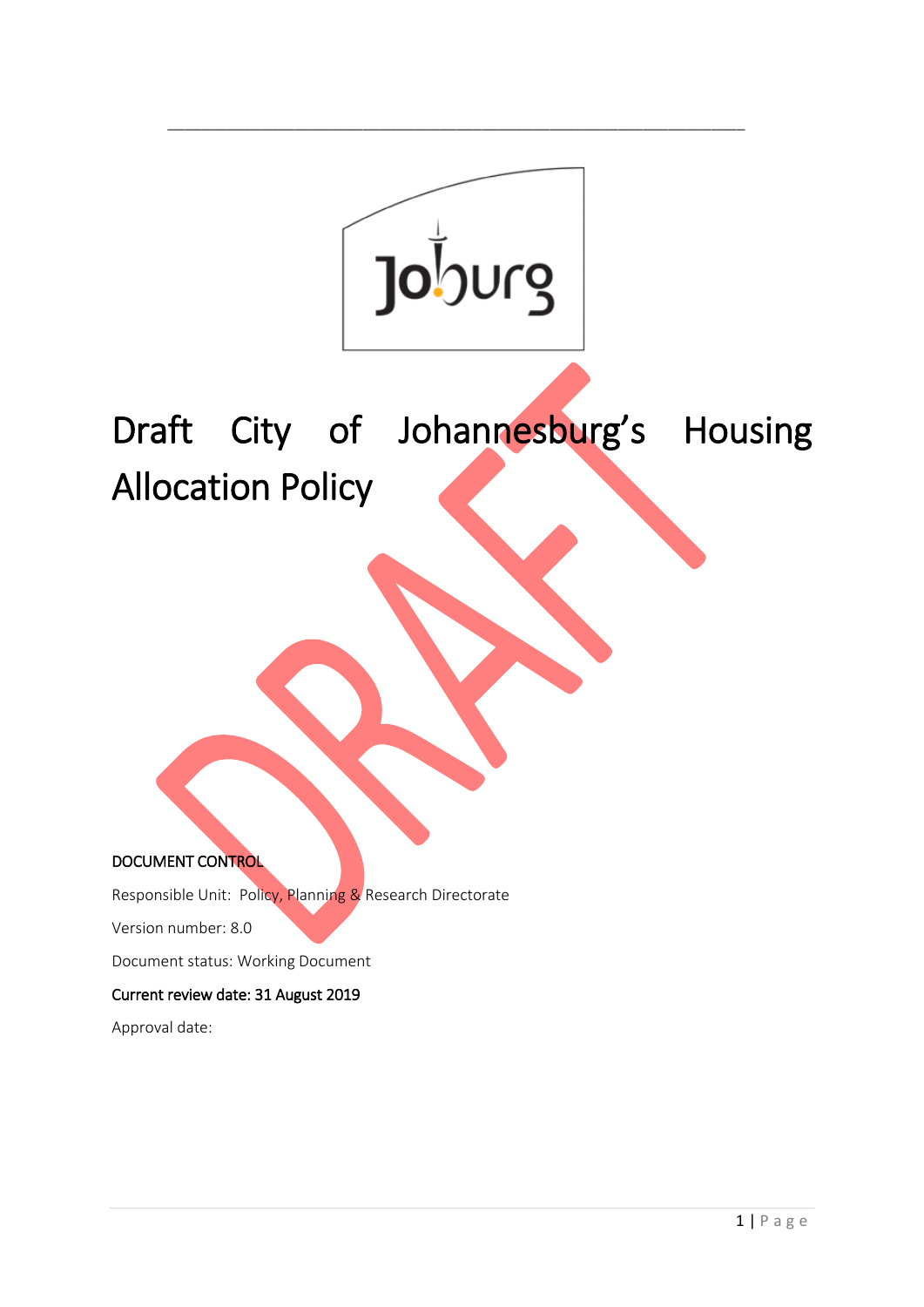# Draft City of Johannesburg's Housing Allocation Policy

DOCUMENT CONTROL

Responsible Unit: Policy, Planning & Research Directorate

Version number: 8.0

Document status: Working Document

Current review date: 31 August 2019

Approval date: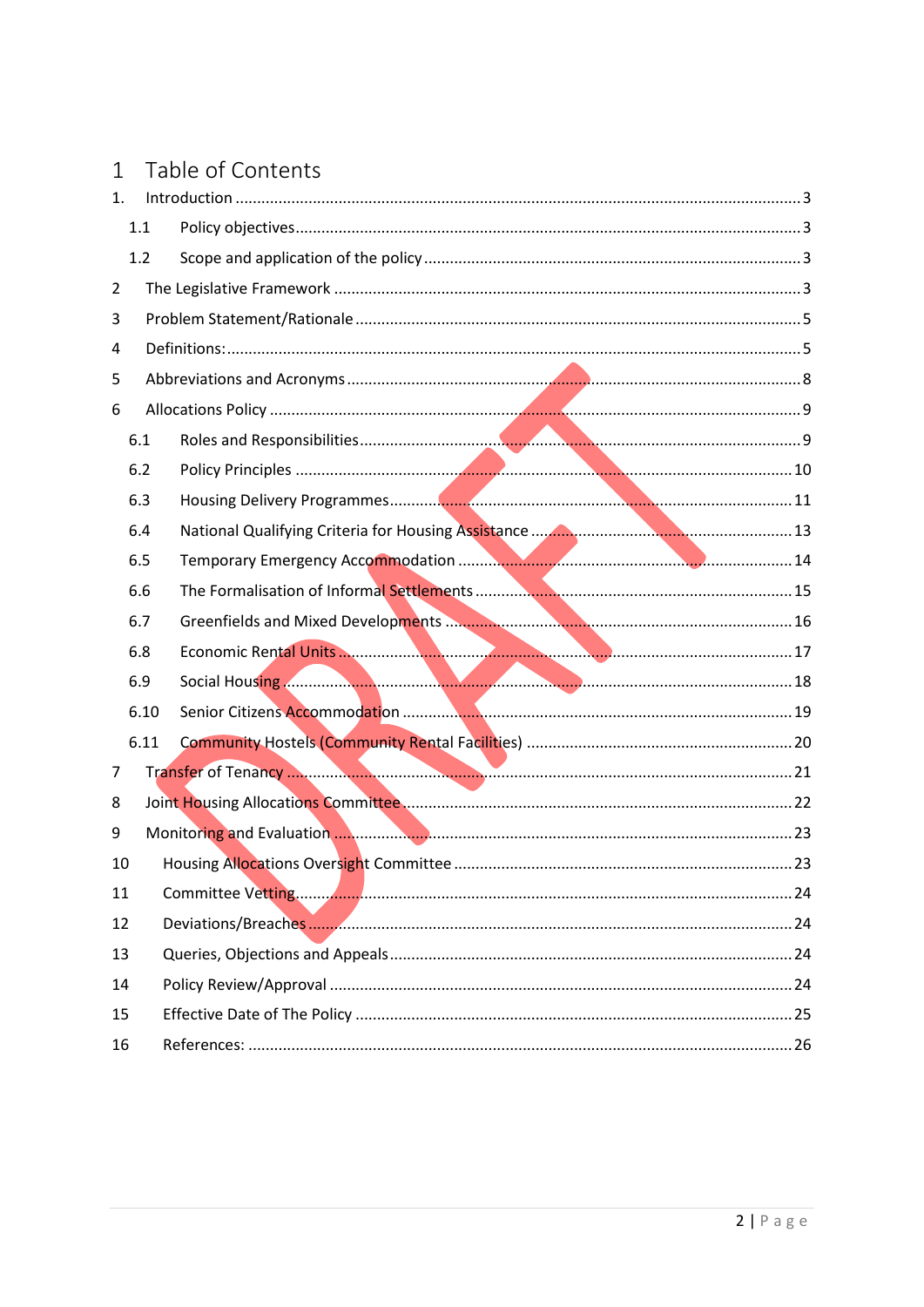# 1 Table of Contents

1. Introduction ........................................................................................................................ 3
   - 1.1 Policy objectives ........................................................................................................ 3
   - 1.2 Scope and application of the policy ........................................................................... 3
2. The Legislative Framework ................................................................................................ 3
3. Problem Statement/Rationale .............................................................................................. 5
4. Definitions: ......................................................................................................................... 5
5. Abbreviations and Acronyms .............................................................................................. 8
6. Allocations Policy ............................................................................................................... 9
   - 6.1 Roles and Responsibilities ......................................................................................... 9
   - 6.2 Policy Principles ....................................................................................................... 10
   - 6.3 Housing Delivery Programmes ................................................................................. 11
   - 6.4 National Qualifying Criteria for Housing Assistance ............................................... 13
   - 6.5 Temporary Emergency Accommodation .................................................................. 14
   - 6.6 The Formalisation of Informal Settlements .............................................................. 15
   - 6.7 Greenfields and Mixed Developments ..................................................................... 16
   - 6.8 Economic Rental Units ............................................................................................. 17
   - 6.9 Social Housing .......................................................................................................... 18
   - 6.10 Senior Citizens Accommodation ............................................................................ 19
   - 6.11 Community Hostels (Community Rental Facilities) ............................................... 20
7. Transfer of Tenancy .......................................................................................................... 21
8. Joint Housing Allocations Committee ............................................................................... 22
9. Monitoring and Evaluation ................................................................................................ 23
10. Housing Allocations Oversight Committee ...................................................................... 23
11. Committee Vetting ............................................................................................................ 24
12. Deviations/Breaches ......................................................................................................... 24
13. Queries, Objections and Appeals ..................................................................................... 24
14. Policy Review/Approval .................................................................................................. 24
15. Effective Date of The Policy ............................................................................................ 25
16. References: ....................................................................................................................... 26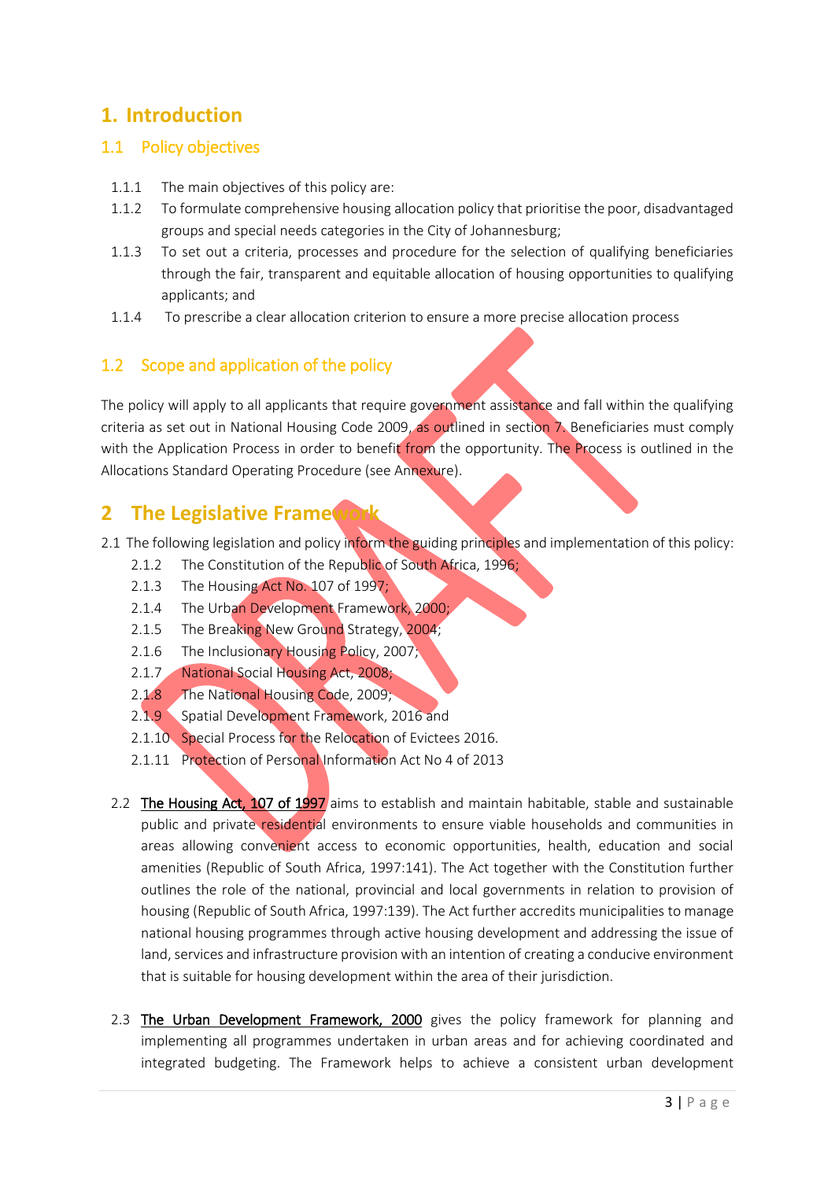# 1. Introduction

## 1.1 Policy objectives

1.1.1 The main objectives of this policy are:

1.1.2 To formulate comprehensive housing allocation policy that prioritise the poor, disadvantaged groups and special needs categories in the City of Johannesburg;

1.1.3 To set out a criteria, processes and procedure for the selection of qualifying beneficiaries through the fair, transparent and equitable allocation of housing opportunities to qualifying applicants; and

1.1.4 To prescribe a clear allocation criterion to ensure a more precise allocation process

## 1.2 Scope and application of the policy

The policy will apply to all applicants that require government assistance and fall within the qualifying criteria as set out in National Housing Code 2009, as outlined in section 7. Beneficiaries must comply with the Application Process in order to benefit from the opportunity. The Process is outlined in the Allocations Standard Operating Procedure (see Annexure).

# 2 The Legislative Framework

2.1 The following legislation and policy inform the guiding principles and implementation of this policy:

2.1.2 The Constitution of the Republic of South Africa, 1996;

2.1.3 The Housing Act No. 107 of 1997;

2.1.4 The Urban Development Framework, 2000;

2.1.5 The Breaking New Ground Strategy, 2004;

2.1.6 The Inclusionary Housing Policy, 2007;

2.1.7 National Social Housing Act, 2008;

2.1.8 The National Housing Code, 2009;

2.1.9 Spatial Development Framework, 2016 and

2.1.10 Special Process for the Relocation of Evictees 2016.

2.1.11 Protection of Personal Information Act No 4 of 2013

2.2 The Housing Act, 107 of 1997 aims to establish and maintain habitable, stable and sustainable public and private residential environments to ensure viable households and communities in areas allowing convenient access to economic opportunities, health, education and social amenities (Republic of South Africa, 1997:141). The Act together with the Constitution further outlines the role of the national, provincial and local governments in relation to provision of housing (Republic of South Africa, 1997:139). The Act further accredits municipalities to manage national housing programmes through active housing development and addressing the issue of land, services and infrastructure provision with an intention of creating a conducive environment that is suitable for housing development within the area of their jurisdiction.

2.3 The Urban Development Framework, 2000 gives the policy framework for planning and implementing all programmes undertaken in urban areas and for achieving coordinated and integrated budgeting. The Framework helps to achieve a consistent urban development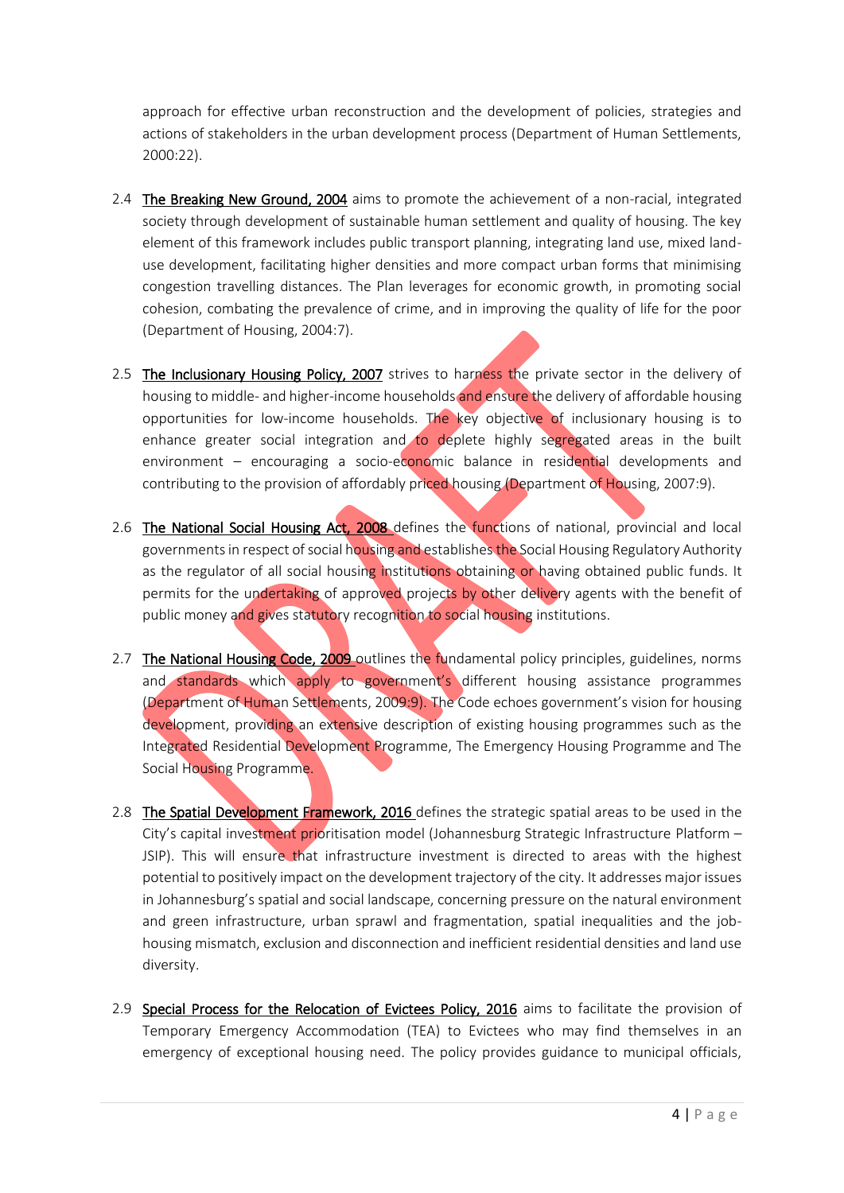approach for effective urban reconstruction and the development of policies, strategies and actions of stakeholders in the urban development process (Department of Human Settlements, 2000:22).

2.4 The Breaking New Ground, 2004 aims to promote the achievement of a non-racial, integrated society through development of sustainable human settlement and quality of housing. The key element of this framework includes public transport planning, integrating land use, mixed land-use development, facilitating higher densities and more compact urban forms that minimising congestion travelling distances. The Plan leverages for economic growth, in promoting social cohesion, combating the prevalence of crime, and in improving the quality of life for the poor (Department of Housing, 2004:7).

2.5 The Inclusionary Housing Policy, 2007 strives to harness the private sector in the delivery of housing to middle- and higher-income households and ensure the delivery of affordable housing opportunities for low-income households. The key objective of inclusionary housing is to enhance greater social integration and to deplete highly segregated areas in the built environment – encouraging a socio-economic balance in residential developments and contributing to the provision of affordably priced housing (Department of Housing, 2007:9).

2.6 The National Social Housing Act, 2008 defines the functions of national, provincial and local governments in respect of social housing and establishes the Social Housing Regulatory Authority as the regulator of all social housing institutions obtaining or having obtained public funds. It permits for the undertaking of approved projects by other delivery agents with the benefit of public money and gives statutory recognition to social housing institutions.

2.7 The National Housing Code, 2009 outlines the fundamental policy principles, guidelines, norms and standards which apply to government's different housing assistance programmes (Department of Human Settlements, 2009:9). The Code echoes government's vision for housing development, providing an extensive description of existing housing programmes such as the Integrated Residential Development Programme, The Emergency Housing Programme and The Social Housing Programme.

2.8 The Spatial Development Framework, 2016 defines the strategic spatial areas to be used in the City's capital investment prioritisation model (Johannesburg Strategic Infrastructure Platform – JSIP). This will ensure that infrastructure investment is directed to areas with the highest potential to positively impact on the development trajectory of the city. It addresses major issues in Johannesburg's spatial and social landscape, concerning pressure on the natural environment and green infrastructure, urban sprawl and fragmentation, spatial inequalities and the job-housing mismatch, exclusion and disconnection and inefficient residential densities and land use diversity.

2.9 Special Process for the Relocation of Evictees Policy, 2016 aims to facilitate the provision of Temporary Emergency Accommodation (TEA) to Evictees who may find themselves in an emergency of exceptional housing need. The policy provides guidance to municipal officials,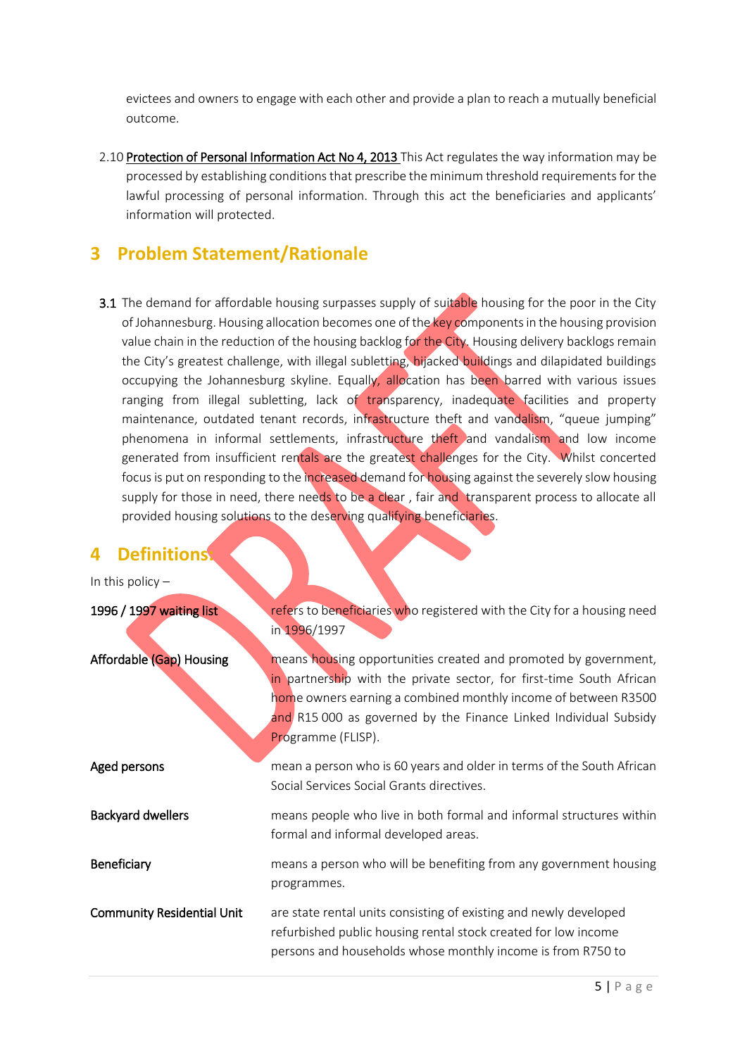evictees and owners to engage with each other and provide a plan to reach a mutually beneficial outcome.

2.10 Protection of Personal Information Act No 4, 2013 This Act regulates the way information may be processed by establishing conditions that prescribe the minimum threshold requirements for the lawful processing of personal information. Through this act the beneficiaries and applicants' information will protected.

## 3 Problem Statement/Rationale

**3.1** The demand for affordable housing surpasses supply of suitable housing for the poor in the City of Johannesburg. Housing allocation becomes one of the key components in the housing provision value chain in the reduction of the housing backlog for the City. Housing delivery backlogs remain the City's greatest challenge, with illegal subletting, hijacked buildings and dilapidated buildings occupying the Johannesburg skyline. Equally, allocation has been barred with various issues ranging from illegal subletting, lack of transparency, inadequate facilities and property maintenance, outdated tenant records, infrastructure theft and vandalism, "queue jumping" phenomena in informal settlements, infrastructure theft and vandalism and low income generated from insufficient rentals are the greatest challenges for the City. Whilst concerted focus is put on responding to the increased demand for housing against the severely slow housing supply for those in need, there needs to be a clear , fair and transparent process to allocate all provided housing solutions to the deserving qualifying beneficiaries.

## 4 Definitions:

In this policy –

| | |
|---|---|
| **1996 / 1997 waiting list** | refers to beneficiaries who registered with the City for a housing need in 1996/1997 |
| **Affordable (Gap) Housing** | means housing opportunities created and promoted by government, in partnership with the private sector, for first-time South African home owners earning a combined monthly income of between R3500 and R15 000 as governed by the Finance Linked Individual Subsidy Programme (FLISP). |
| **Aged persons** | mean a person who is 60 years and older in terms of the South African Social Services Social Grants directives. |
| **Backyard dwellers** | means people who live in both formal and informal structures within formal and informal developed areas. |
| **Beneficiary** | means a person who will be benefiting from any government housing programmes. |
| **Community Residential Unit** | are state rental units consisting of existing and newly developed refurbished public housing rental stock created for low income persons and households whose monthly income is from R750 to |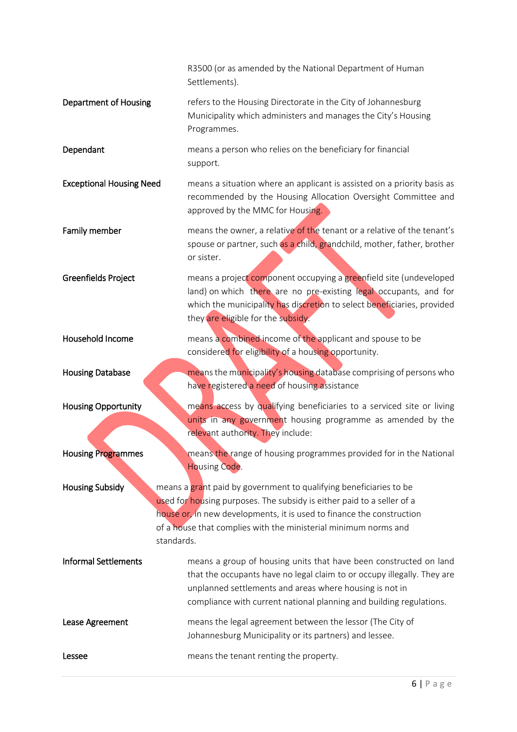R3500 (or as amended by the National Department of Human Settlements).

| | |
|---|---|
| **Department of Housing** | refers to the Housing Directorate in the City of Johannesburg Municipality which administers and manages the City's Housing Programmes. |
| **Dependant** | means a person who relies on the beneficiary for financial support. |
| **Exceptional Housing Need** | means a situation where an applicant is assisted on a priority basis as recommended by the Housing Allocation Oversight Committee and approved by the MMC for Housing. |
| **Family member** | means the owner, a relative of the tenant or a relative of the tenant's spouse or partner, such as a child, grandchild, mother, father, brother or sister. |
| **Greenfields Project** | means a project component occupying a greenfield site (undeveloped land) on which there are no pre-existing legal occupants, and for which the municipality has discretion to select beneficiaries, provided they are eligible for the subsidy. |
| **Household Income** | means a combined income of the applicant and spouse to be considered for eligibility of a housing opportunity. |
| **Housing Database** | means the municipality's housing database comprising of persons who have registered a need of housing assistance |
| **Housing Opportunity** | means access by qualifying beneficiaries to a serviced site or living units in any government housing programme as amended by the relevant authority. They include: |
| **Housing Programmes** | means the range of housing programmes provided for in the National Housing Code. |
| **Housing Subsidy** | means a grant paid by government to qualifying beneficiaries to be used for housing purposes. The subsidy is either paid to a seller of a house or, in new developments, it is used to finance the construction of a house that complies with the ministerial minimum norms and standards. |
| **Informal Settlements** | means a group of housing units that have been constructed on land that the occupants have no legal claim to or occupy illegally. They are unplanned settlements and areas where housing is not in compliance with current national planning and building regulations. |
| **Lease Agreement** | means the legal agreement between the lessor (The City of Johannesburg Municipality or its partners) and lessee. |
| **Lessee** | means the tenant renting the property. |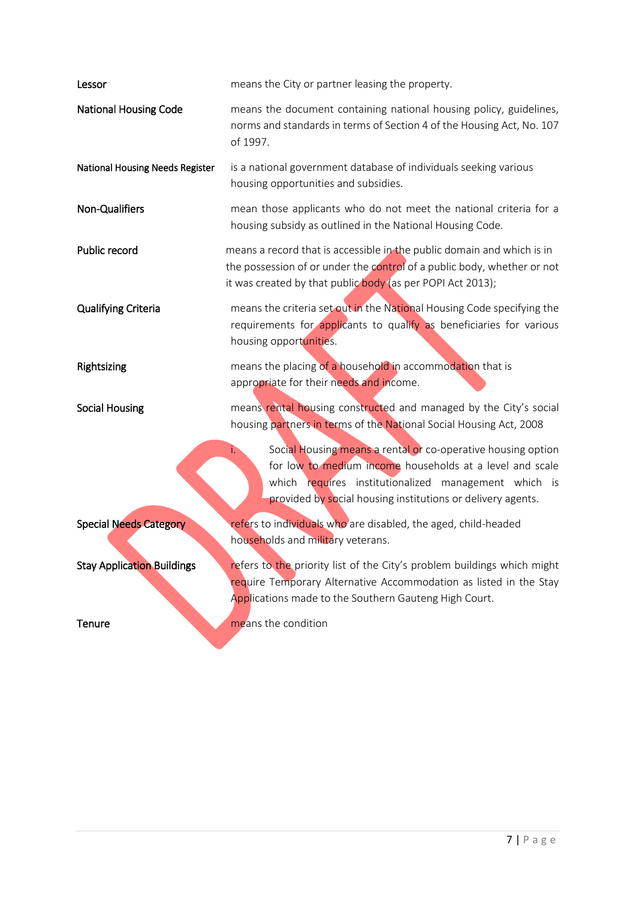| | |
|---|---|
| **Lessor** | means the City or partner leasing the property. |
| **National Housing Code** | means the document containing national housing policy, guidelines, norms and standards in terms of Section 4 of the Housing Act, No. 107 of 1997. |
| **National Housing Needs Register** | is a national government database of individuals seeking various housing opportunities and subsidies. |
| **Non-Qualifiers** | mean those applicants who do not meet the national criteria for a housing subsidy as outlined in the National Housing Code. |
| **Public record** | means a record that is accessible in the public domain and which is in the possession of or under the control of a public body, whether or not it was created by that public body (as per POPI Act 2013); |
| **Qualifying Criteria** | means the criteria set out in the National Housing Code specifying the requirements for applicants to qualify as beneficiaries for various housing opportunities. |
| **Rightsizing** | means the placing of a household in accommodation that is appropriate for their needs and income. |
| **Social Housing** | means rental housing constructed and managed by the City's social housing partners in terms of the National Social Housing Act, 2008<br>i. Social Housing means a rental or co-operative housing option for low to medium income households at a level and scale which requires institutionalized management which is provided by social housing institutions or delivery agents. |
| **Special Needs Category** | refers to individuals who are disabled, the aged, child-headed households and military veterans. |
| **Stay Application Buildings** | refers to the priority list of the City's problem buildings which might require Temporary Alternative Accommodation as listed in the Stay Applications made to the Southern Gauteng High Court. |
| **Tenure** | means the condition |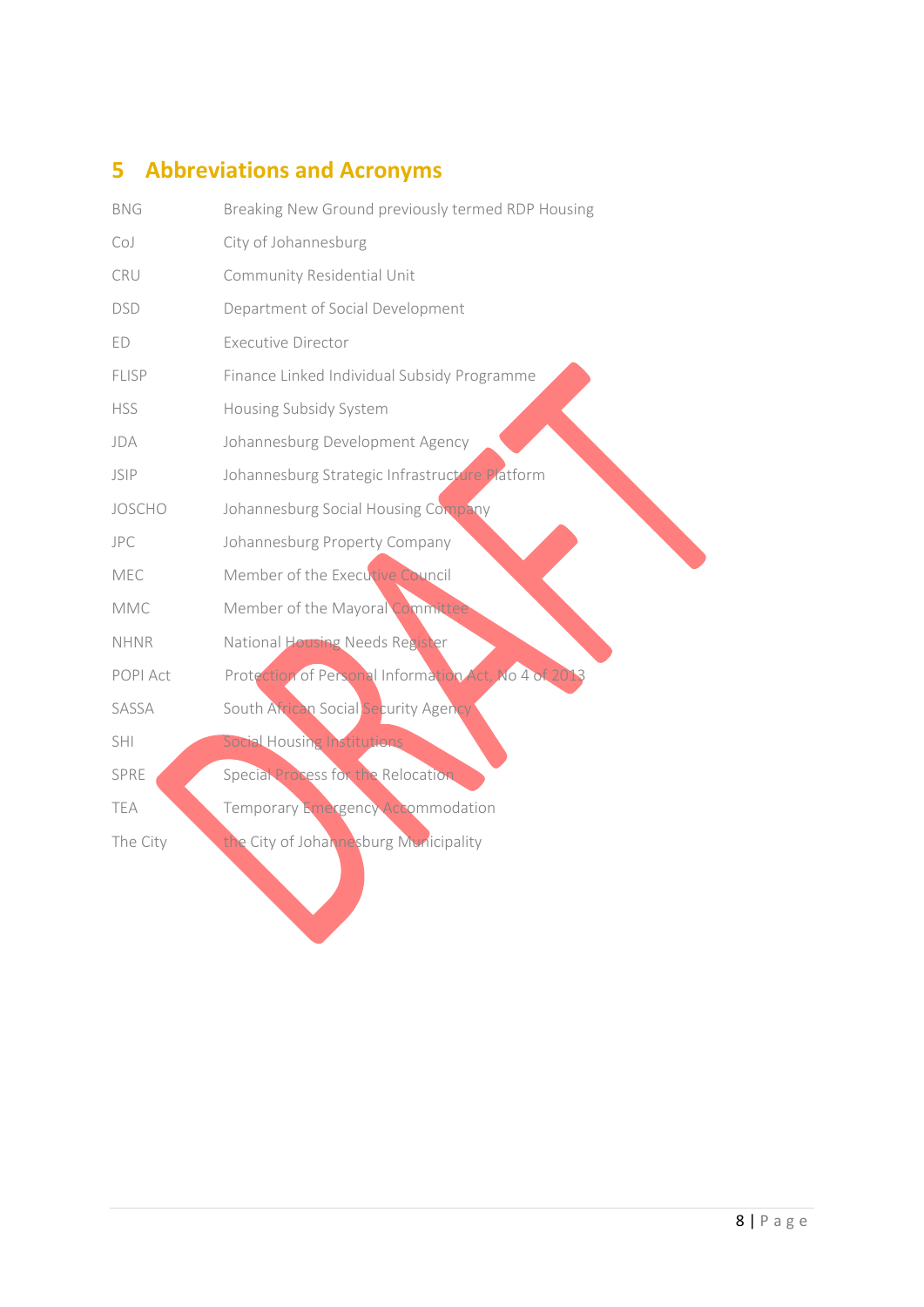## 5 Abbreviations and Acronyms

| | |
|---|---|
| BNG | Breaking New Ground previously termed RDP Housing |
| CoJ | City of Johannesburg |
| CRU | Community Residential Unit |
| DSD | Department of Social Development |
| ED | Executive Director |
| FLISP | Finance Linked Individual Subsidy Programme |
| HSS | Housing Subsidy System |
| JDA | Johannesburg Development Agency |
| JSIP | Johannesburg Strategic Infrastructure Platform |
| JOSCHO | Johannesburg Social Housing Company |
| JPC | Johannesburg Property Company |
| MEC | Member of the Executive Council |
| MMC | Member of the Mayoral Committee |
| NHNR | National Housing Needs Register |
| POPI Act | Protection of Personal Information Act, No 4 of 2013 |
| SASSA | South African Social Security Agency |
| SHI | Social Housing Institutions |
| SPRE | Special Process for the Relocation |
| TEA | Temporary Emergency Accommodation |
| The City | the City of Johannesburg Municipality |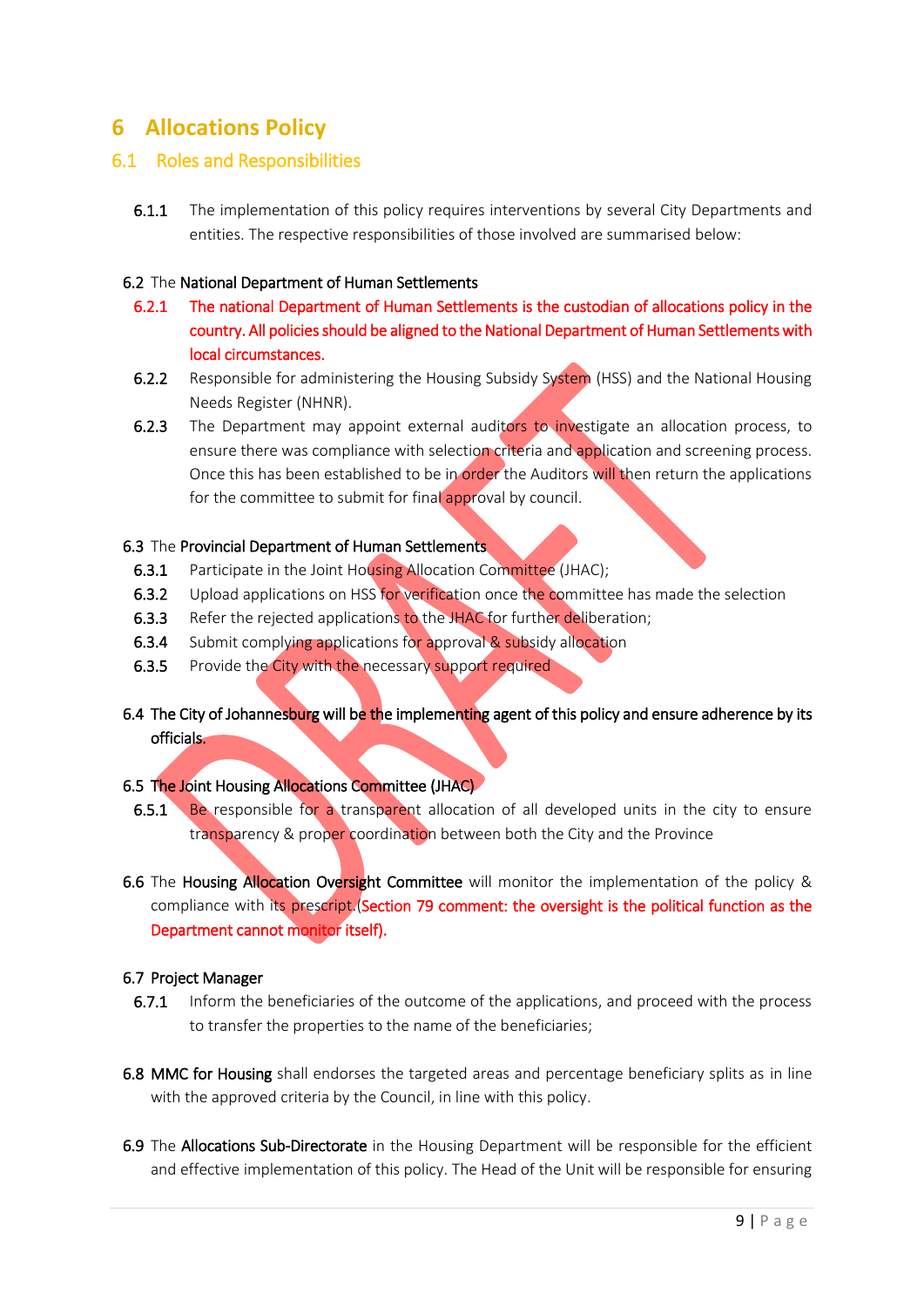# 6 Allocations Policy

## 6.1 Roles and Responsibilities

**6.1.1** The implementation of this policy requires interventions by several City Departments and entities. The respective responsibilities of those involved are summarised below:

**6.2** The **National Department of Human Settlements**

**6.2.1** The national Department of Human Settlements is the custodian of allocations policy in the country. All policies should be aligned to the National Department of Human Settlements with local circumstances.

**6.2.2** Responsible for administering the Housing Subsidy System (HSS) and the National Housing Needs Register (NHNR).

**6.2.3** The Department may appoint external auditors to investigate an allocation process, to ensure there was compliance with selection criteria and application and screening process. Once this has been established to be in order the Auditors will then return the applications for the committee to submit for final approval by council.

**6.3** The **Provincial Department of Human Settlements**

**6.3.1** Participate in the Joint Housing Allocation Committee (JHAC);

**6.3.2** Upload applications on HSS for verification once the committee has made the selection

**6.3.3** Refer the rejected applications to the JHAC for further deliberation;

**6.3.4** Submit complying applications for approval & subsidy allocation

**6.3.5** Provide the City with the necessary support required

**6.4 The City of Johannesburg will be the implementing agent of this policy and ensure adherence by its officials.**

**6.5 The Joint Housing Allocations Committee (JHAC)**

**6.5.1** Be responsible for a transparent allocation of all developed units in the city to ensure transparency & proper coordination between both the City and the Province

**6.6** The **Housing Allocation Oversight Committee** will monitor the implementation of the policy & compliance with its prescript.(Section 79 comment: the oversight is the political function as the Department cannot monitor itself).

**6.7 Project Manager**

**6.7.1** Inform the beneficiaries of the outcome of the applications, and proceed with the process to transfer the properties to the name of the beneficiaries;

**6.8 MMC for Housing** shall endorses the targeted areas and percentage beneficiary splits as in line with the approved criteria by the Council, in line with this policy.

**6.9** The **Allocations Sub-Directorate** in the Housing Department will be responsible for the efficient and effective implementation of this policy. The Head of the Unit will be responsible for ensuring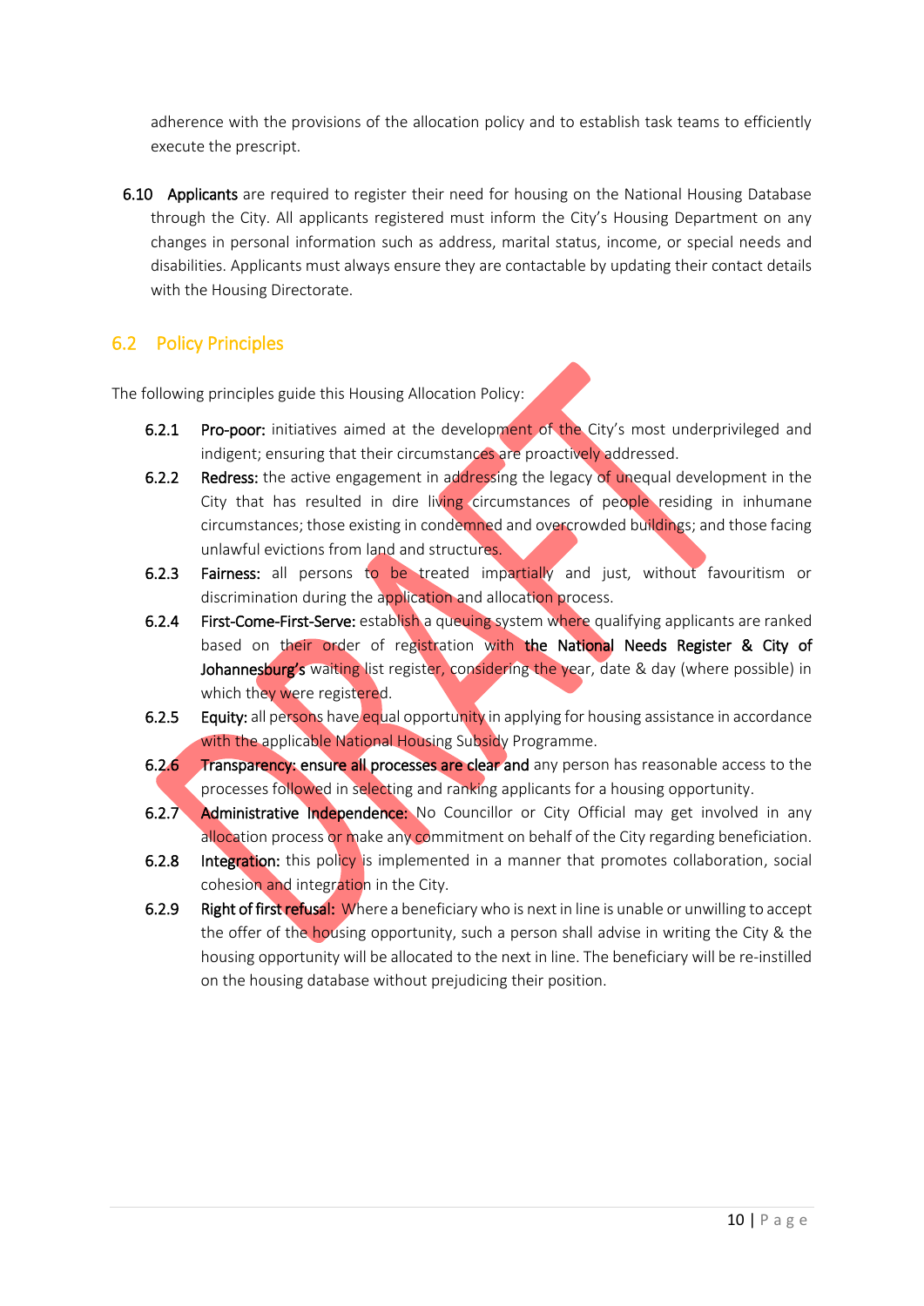adherence with the provisions of the allocation policy and to establish task teams to efficiently execute the prescript.

6.10 **Applicants** are required to register their need for housing on the National Housing Database through the City. All applicants registered must inform the City's Housing Department on any changes in personal information such as address, marital status, income, or special needs and disabilities. Applicants must always ensure they are contactable by updating their contact details with the Housing Directorate.

## 6.2 Policy Principles

The following principles guide this Housing Allocation Policy:

6.2.1 **Pro-poor:** initiatives aimed at the development of the City's most underprivileged and indigent; ensuring that their circumstances are proactively addressed.

6.2.2 **Redress:** the active engagement in addressing the legacy of unequal development in the City that has resulted in dire living circumstances of people residing in inhumane circumstances; those existing in condemned and overcrowded buildings; and those facing unlawful evictions from land and structures.

6.2.3 **Fairness:** all persons to be treated impartially and just, without favouritism or discrimination during the application and allocation process.

6.2.4 **First-Come-First-Serve:** establish a queuing system where qualifying applicants are ranked based on their order of registration with **the National Needs Register & City of Johannesburg's** waiting list register, considering the year, date & day (where possible) in which they were registered.

6.2.5 **Equity:** all persons have equal opportunity in applying for housing assistance in accordance with the applicable National Housing Subsidy Programme.

6.2.6 **Transparency: ensure all processes are clear and** any person has reasonable access to the processes followed in selecting and ranking applicants for a housing opportunity.

6.2.7 **Administrative Independence:** No Councillor or City Official may get involved in any allocation process or make any commitment on behalf of the City regarding beneficiation.

6.2.8 **Integration:** this policy is implemented in a manner that promotes collaboration, social cohesion and integration in the City.

6.2.9 **Right of first refusal:** Where a beneficiary who is next in line is unable or unwilling to accept the offer of the housing opportunity, such a person shall advise in writing the City & the housing opportunity will be allocated to the next in line. The beneficiary will be re-instilled on the housing database without prejudicing their position.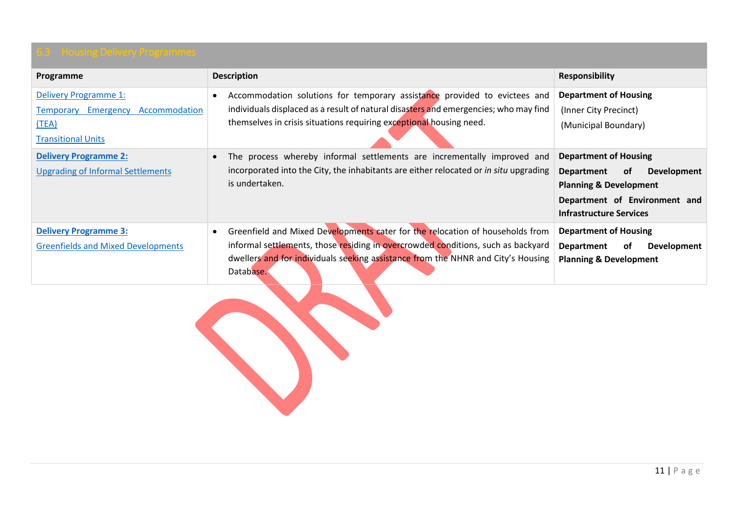## 6.3 Housing Delivery Programmes

| Programme | Description | Responsibility |
|---|---|---|
| Delivery Programme 1: Temporary Emergency Accommodation (TEA) Transitional Units | • Accommodation solutions for temporary assistance provided to evictees and individuals displaced as a result of natural disasters and emergencies; who may find themselves in crisis situations requiring exceptional housing need. | **Department of Housing** (Inner City Precinct) (Municipal Boundary) |
| **Delivery Programme 2:** Upgrading of Informal Settlements | • The process whereby informal settlements are incrementally improved and incorporated into the City, the inhabitants are either relocated or *in situ* upgrading is undertaken. | **Department of Housing** **Department of Development Planning & Development** **Department of Environment and Infrastructure Services** |
| **Delivery Programme 3:** Greenfields and Mixed Developments | • Greenfield and Mixed Developments cater for the relocation of households from informal settlements, those residing in overcrowded conditions, such as backyard dwellers and for individuals seeking assistance from the NHNR and City's Housing Database. | **Department of Housing** **Department of Development Planning & Development** |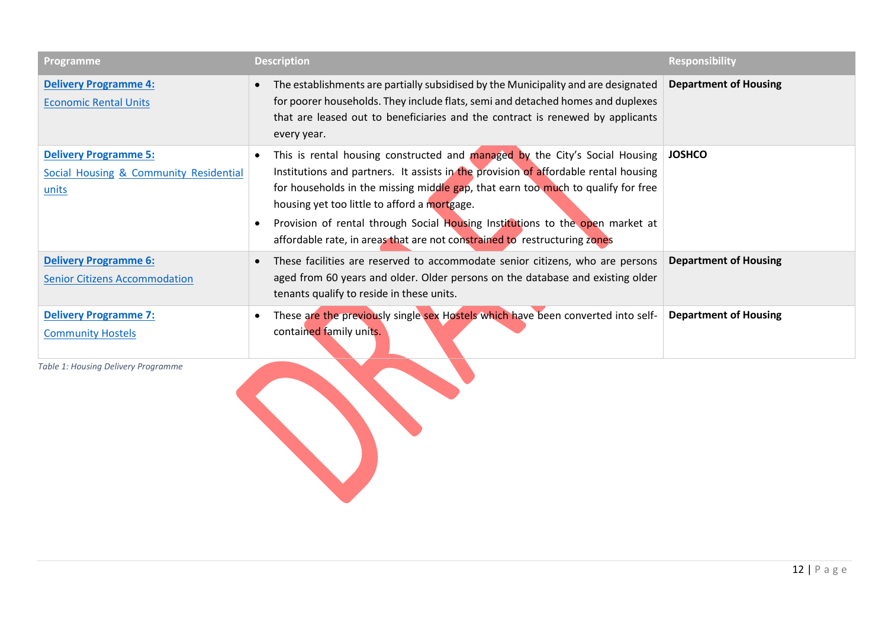| Programme | Description | Responsibility |
|---|---|---|
| **Delivery Programme 4:** Economic Rental Units | • The establishments are partially subsidised by the Municipality and are designated for poorer households. They include flats, semi and detached homes and duplexes that are leased out to beneficiaries and the contract is renewed by applicants every year. | **Department of Housing** |
| **Delivery Programme 5:** Social Housing & Community Residential units | • This is rental housing constructed and managed by the City's Social Housing Institutions and partners. It assists in the provision of affordable rental housing for households in the missing middle gap, that earn too much to qualify for free housing yet too little to afford a mortgage. <br> • Provision of rental through Social Housing Institutions to the open market at affordable rate, in areas that are not constrained to restructuring zones | **JOSHCO** |
| **Delivery Programme 6:** Senior Citizens Accommodation | • These facilities are reserved to accommodate senior citizens, who are persons aged from 60 years and older. Older persons on the database and existing older tenants qualify to reside in these units. | **Department of Housing** |
| **Delivery Programme 7:** Community Hostels | • These are the previously single sex Hostels which have been converted into self-contained family units. | **Department of Housing** |

*Table 1: Housing Delivery Programme*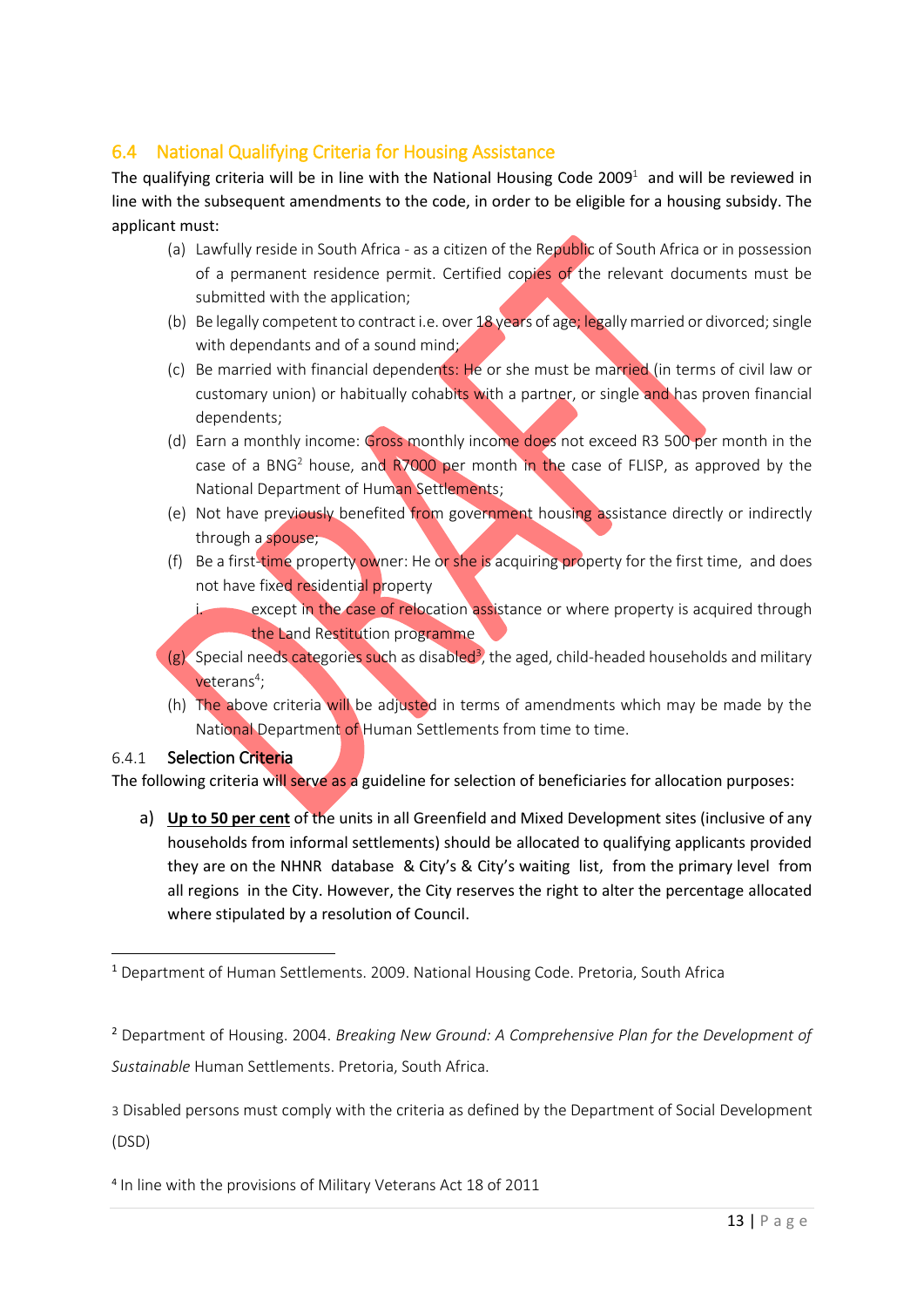## 6.4 National Qualifying Criteria for Housing Assistance

The qualifying criteria will be in line with the National Housing Code 2009[1] and will be reviewed in line with the subsequent amendments to the code, in order to be eligible for a housing subsidy. The applicant must:

(a) Lawfully reside in South Africa - as a citizen of the Republic of South Africa or in possession of a permanent residence permit. Certified copies of the relevant documents must be submitted with the application;

(b) Be legally competent to contract i.e. over 18 years of age; legally married or divorced; single with dependants and of a sound mind;

(c) Be married with financial dependents: He or she must be married (in terms of civil law or customary union) or habitually cohabits with a partner, or single and has proven financial dependents;

(d) Earn a monthly income: Gross monthly income does not exceed R3 500 per month in the case of a BNG[2] house, and R7000 per month in the case of FLISP, as approved by the National Department of Human Settlements;

(e) Not have previously benefited from government housing assistance directly or indirectly through a spouse;

(f) Be a first-time property owner: He or she is acquiring property for the first time, and does not have fixed residential property

i. except in the case of relocation assistance or where property is acquired through the Land Restitution programme

(g) Special needs categories such as disabled[3], the aged, child-headed households and military veterans[4];

(h) The above criteria will be adjusted in terms of amendments which may be made by the National Department of Human Settlements from time to time.

### 6.4.1 Selection Criteria

The following criteria will serve as a guideline for selection of beneficiaries for allocation purposes:

a) **Up to 50 per cent** of the units in all Greenfield and Mixed Development sites (inclusive of any households from informal settlements) should be allocated to qualifying applicants provided they are on the NHNR database & City's & City's waiting list, from the primary level from all regions in the City. However, the City reserves the right to alter the percentage allocated where stipulated by a resolution of Council.

---

[1] Department of Human Settlements. 2009. National Housing Code. Pretoria, South Africa

[2] Department of Housing. 2004. *Breaking New Ground: A Comprehensive Plan for the Development of Sustainable* Human Settlements. Pretoria, South Africa.

[3] Disabled persons must comply with the criteria as defined by the Department of Social Development (DSD)

[4] In line with the provisions of Military Veterans Act 18 of 2011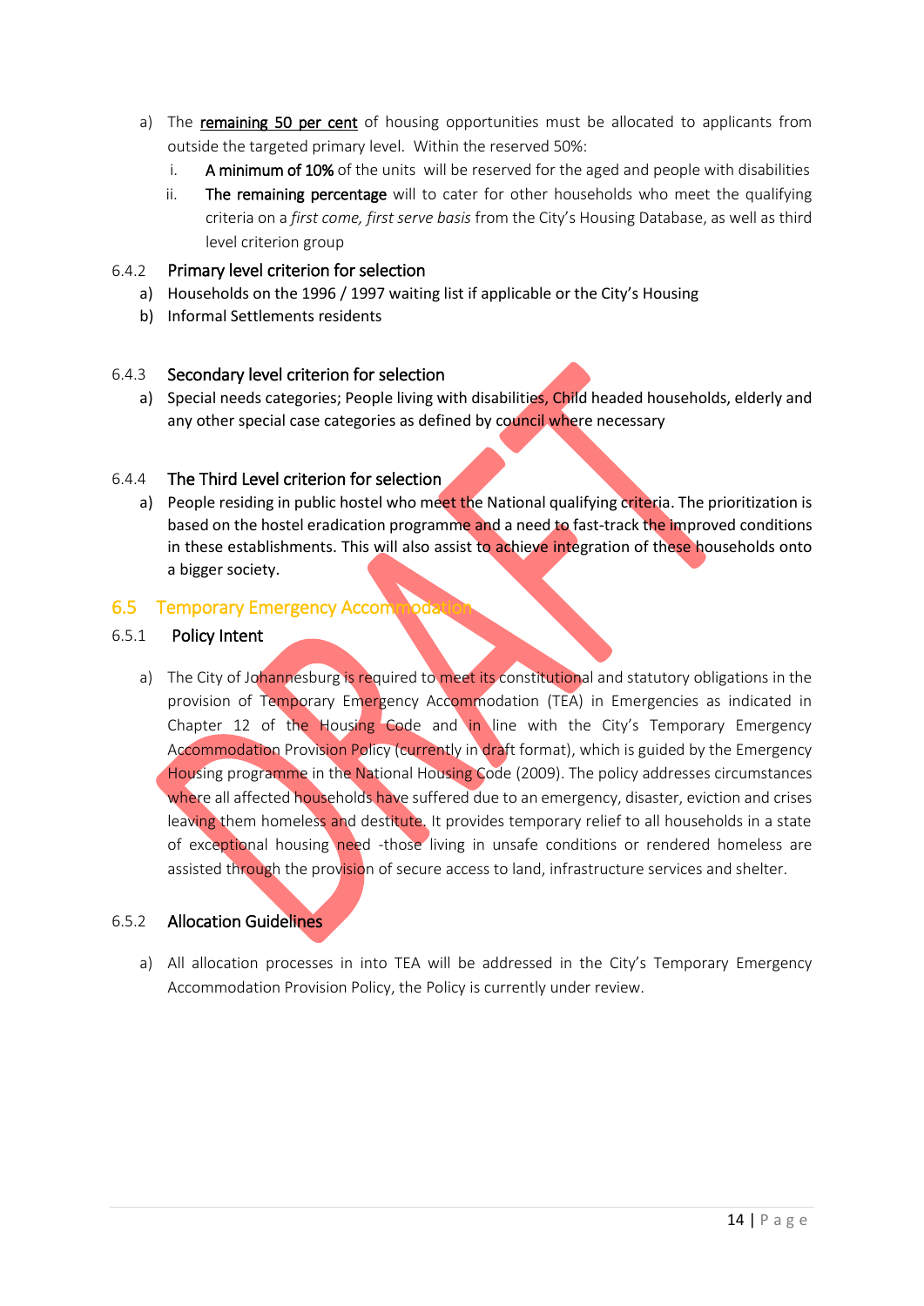a) The <u>**remaining 50 per cent**</u> of housing opportunities must be allocated to applicants from outside the targeted primary level. Within the reserved 50%:
   i. **A minimum of 10%** of the units will be reserved for the aged and people with disabilities
   ii. **The remaining percentage** will to cater for other households who meet the qualifying criteria on a *first come, first serve basis* from the City's Housing Database, as well as third level criterion group

### 6.4.2 Primary level criterion for selection

a) Households on the 1996 / 1997 waiting list if applicable or the City's Housing
b) Informal Settlements residents

### 6.4.3 Secondary level criterion for selection

a) Special needs categories; People living with disabilities, Child headed households, elderly and any other special case categories as defined by council where necessary

### 6.4.4 The Third Level criterion for selection

a) People residing in public hostel who meet the National qualifying criteria. The prioritization is based on the hostel eradication programme and a need to fast-track the improved conditions in these establishments. This will also assist to achieve integration of these households onto a bigger society.

## 6.5 Temporary Emergency Accommodation

### 6.5.1 Policy Intent

a) The City of Johannesburg is required to meet its constitutional and statutory obligations in the provision of Temporary Emergency Accommodation (TEA) in Emergencies as indicated in Chapter 12 of the Housing Code and in line with the City's Temporary Emergency Accommodation Provision Policy (currently in draft format), which is guided by the Emergency Housing programme in the National Housing Code (2009). The policy addresses circumstances where all affected households have suffered due to an emergency, disaster, eviction and crises leaving them homeless and destitute. It provides temporary relief to all households in a state of exceptional housing need -those living in unsafe conditions or rendered homeless are assisted through the provision of secure access to land, infrastructure services and shelter.

### 6.5.2 Allocation Guidelines

a) All allocation processes in into TEA will be addressed in the City's Temporary Emergency Accommodation Provision Policy, the Policy is currently under review.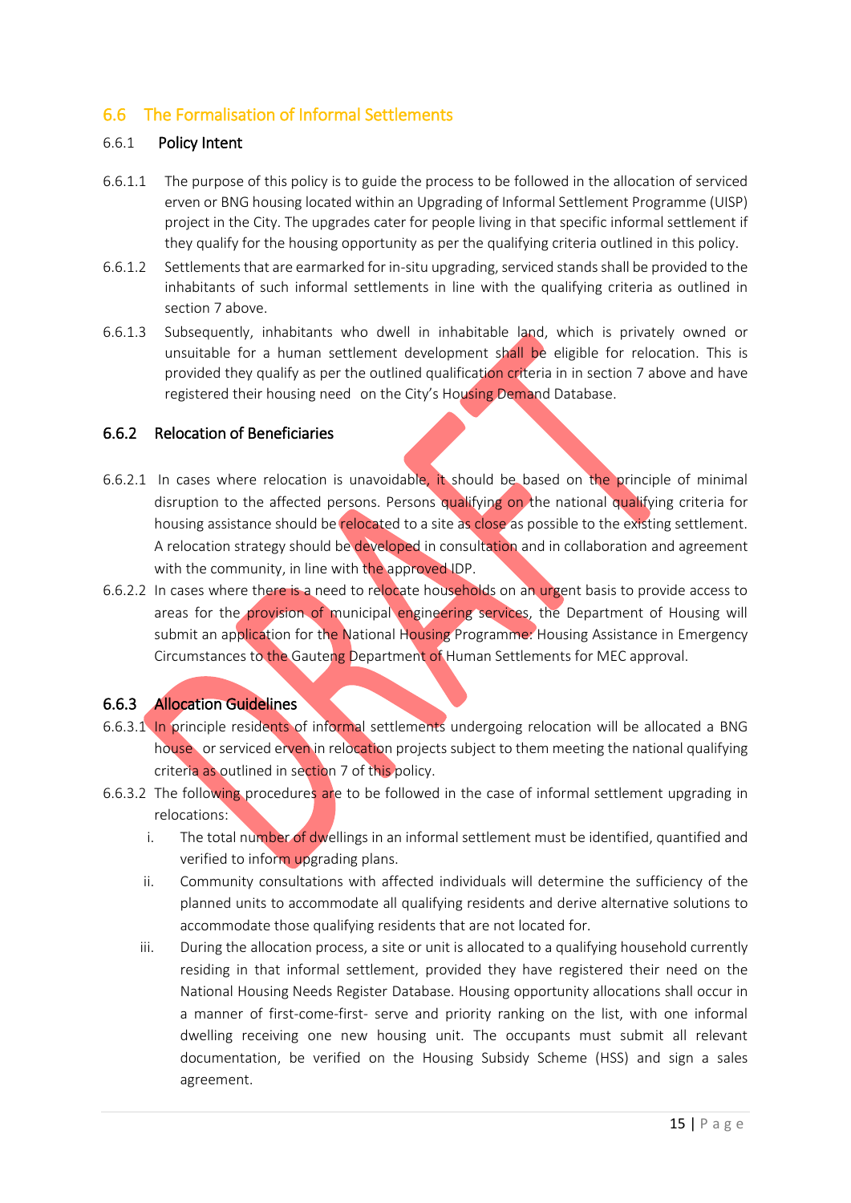## 6.6 The Formalisation of Informal Settlements

### 6.6.1 Policy Intent

6.6.1.1 The purpose of this policy is to guide the process to be followed in the allocation of serviced erven or BNG housing located within an Upgrading of Informal Settlement Programme (UISP) project in the City. The upgrades cater for people living in that specific informal settlement if they qualify for the housing opportunity as per the qualifying criteria outlined in this policy.

6.6.1.2 Settlements that are earmarked for in-situ upgrading, serviced stands shall be provided to the inhabitants of such informal settlements in line with the qualifying criteria as outlined in section 7 above.

6.6.1.3 Subsequently, inhabitants who dwell in inhabitable land, which is privately owned or unsuitable for a human settlement development shall be eligible for relocation. This is provided they qualify as per the outlined qualification criteria in in section 7 above and have registered their housing need on the City's Housing Demand Database.

### 6.6.2 Relocation of Beneficiaries

6.6.2.1 In cases where relocation is unavoidable, it should be based on the principle of minimal disruption to the affected persons. Persons qualifying on the national qualifying criteria for housing assistance should be relocated to a site as close as possible to the existing settlement. A relocation strategy should be developed in consultation and in collaboration and agreement with the community, in line with the approved IDP.

6.6.2.2 In cases where there is a need to relocate households on an urgent basis to provide access to areas for the provision of municipal engineering services, the Department of Housing will submit an application for the National Housing Programme: Housing Assistance in Emergency Circumstances to the Gauteng Department of Human Settlements for MEC approval.

### 6.6.3 Allocation Guidelines

6.6.3.1 In principle residents of informal settlements undergoing relocation will be allocated a BNG house or serviced erven in relocation projects subject to them meeting the national qualifying criteria as outlined in section 7 of this policy.

6.6.3.2 The following procedures are to be followed in the case of informal settlement upgrading in relocations:

i. The total number of dwellings in an informal settlement must be identified, quantified and verified to inform upgrading plans.

ii. Community consultations with affected individuals will determine the sufficiency of the planned units to accommodate all qualifying residents and derive alternative solutions to accommodate those qualifying residents that are not located for.

iii. During the allocation process, a site or unit is allocated to a qualifying household currently residing in that informal settlement, provided they have registered their need on the National Housing Needs Register Database. Housing opportunity allocations shall occur in a manner of first-come-first- serve and priority ranking on the list, with one informal dwelling receiving one new housing unit. The occupants must submit all relevant documentation, be verified on the Housing Subsidy Scheme (HSS) and sign a sales agreement.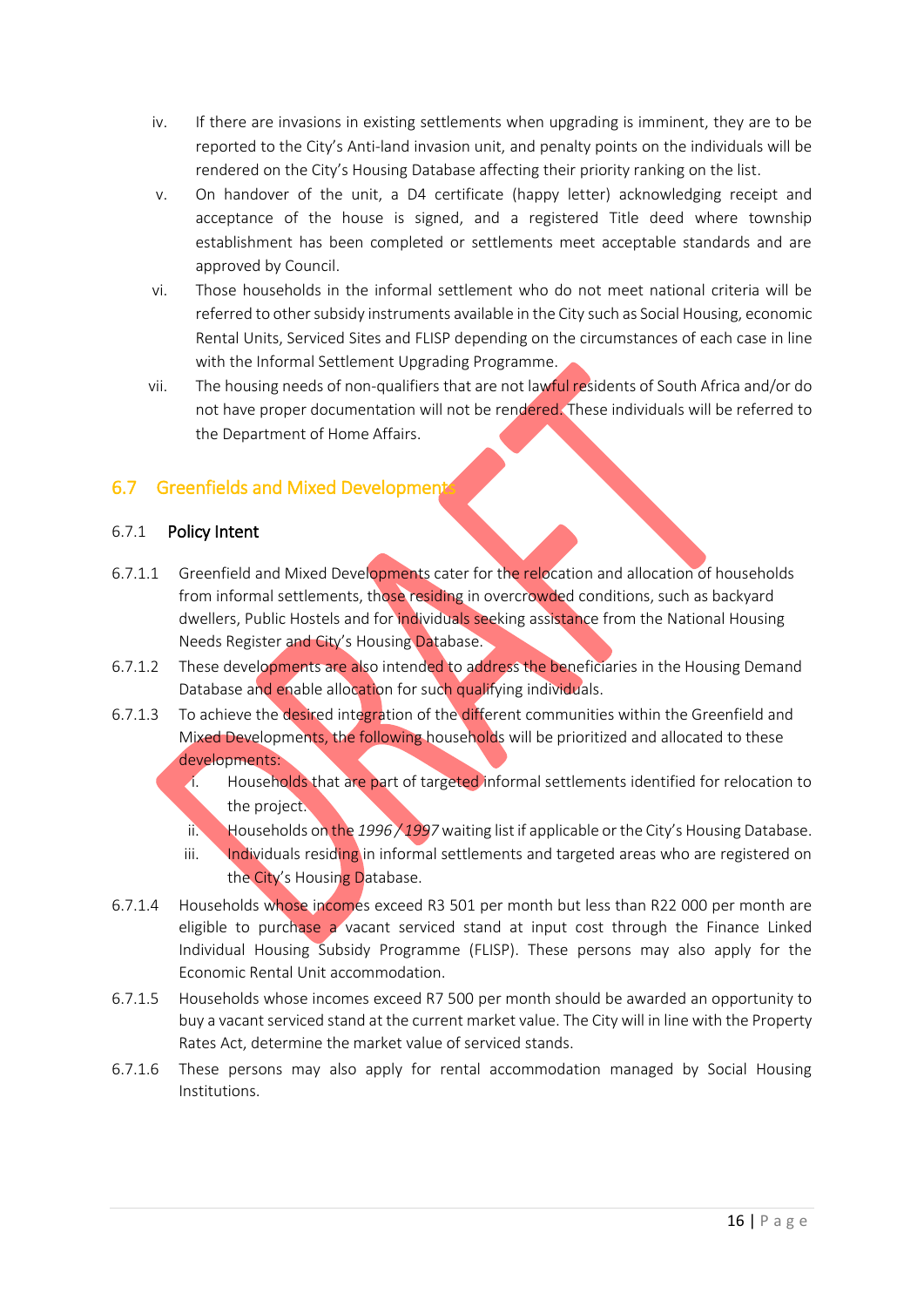iv. If there are invasions in existing settlements when upgrading is imminent, they are to be reported to the City's Anti-land invasion unit, and penalty points on the individuals will be rendered on the City's Housing Database affecting their priority ranking on the list.

v. On handover of the unit, a D4 certificate (happy letter) acknowledging receipt and acceptance of the house is signed, and a registered Title deed where township establishment has been completed or settlements meet acceptable standards and are approved by Council.

vi. Those households in the informal settlement who do not meet national criteria will be referred to other subsidy instruments available in the City such as Social Housing, economic Rental Units, Serviced Sites and FLISP depending on the circumstances of each case in line with the Informal Settlement Upgrading Programme.

vii. The housing needs of non-qualifiers that are not lawful residents of South Africa and/or do not have proper documentation will not be rendered. These individuals will be referred to the Department of Home Affairs.

## 6.7 Greenfields and Mixed Developments

### 6.7.1 Policy Intent

6.7.1.1 Greenfield and Mixed Developments cater for the relocation and allocation of households from informal settlements, those residing in overcrowded conditions, such as backyard dwellers, Public Hostels and for individuals seeking assistance from the National Housing Needs Register and City's Housing Database.

6.7.1.2 These developments are also intended to address the beneficiaries in the Housing Demand Database and enable allocation for such qualifying individuals.

6.7.1.3 To achieve the desired integration of the different communities within the Greenfield and Mixed Developments, the following households will be prioritized and allocated to these developments:

i. Households that are part of targeted informal settlements identified for relocation to the project.

ii. Households on the *1996 / 1997* waiting list if applicable or the City's Housing Database.

iii. Individuals residing in informal settlements and targeted areas who are registered on the City's Housing Database.

6.7.1.4 Households whose incomes exceed R3 501 per month but less than R22 000 per month are eligible to purchase a vacant serviced stand at input cost through the Finance Linked Individual Housing Subsidy Programme (FLISP). These persons may also apply for the Economic Rental Unit accommodation.

6.7.1.5 Households whose incomes exceed R7 500 per month should be awarded an opportunity to buy a vacant serviced stand at the current market value. The City will in line with the Property Rates Act, determine the market value of serviced stands.

6.7.1.6 These persons may also apply for rental accommodation managed by Social Housing Institutions.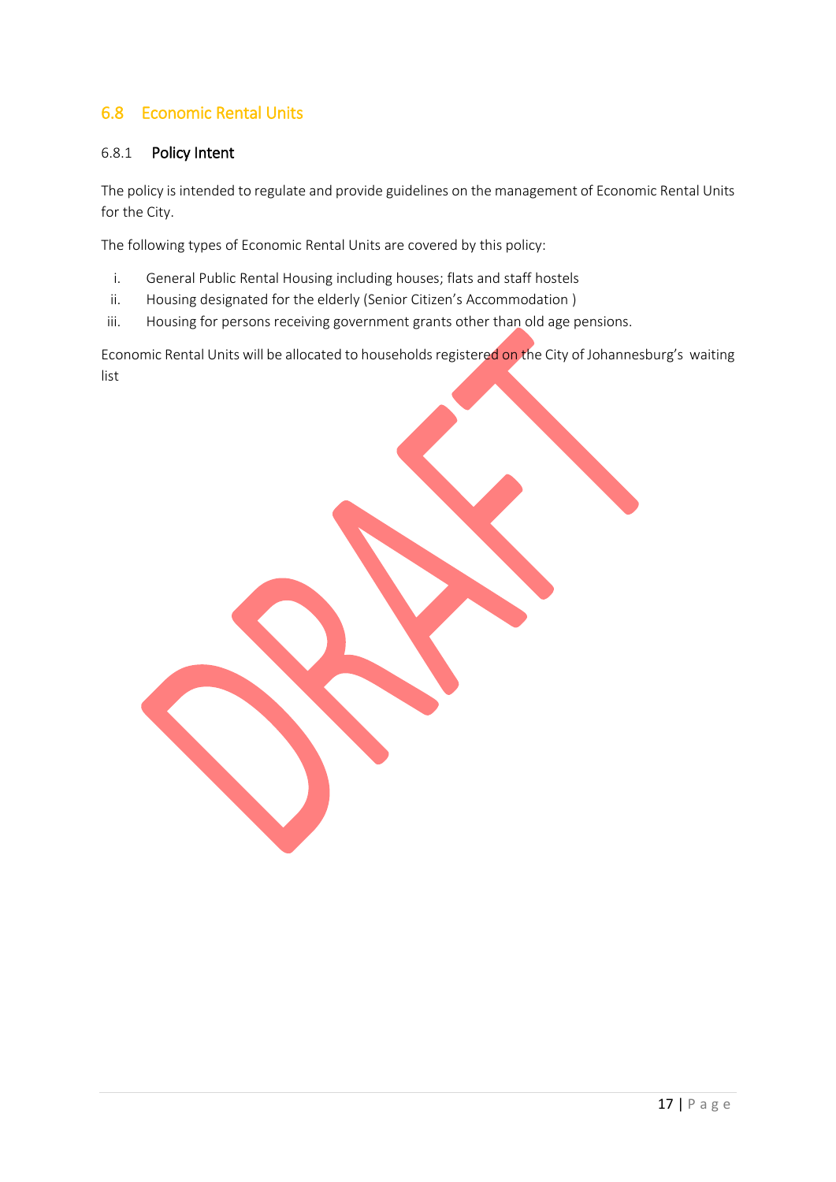## 6.8 Economic Rental Units

### 6.8.1 Policy Intent

The policy is intended to regulate and provide guidelines on the management of Economic Rental Units for the City.

The following types of Economic Rental Units are covered by this policy:

i. General Public Rental Housing including houses; flats and staff hostels
ii. Housing designated for the elderly (Senior Citizen's Accommodation )
iii. Housing for persons receiving government grants other than old age pensions.

Economic Rental Units will be allocated to households registered on the City of Johannesburg's waiting list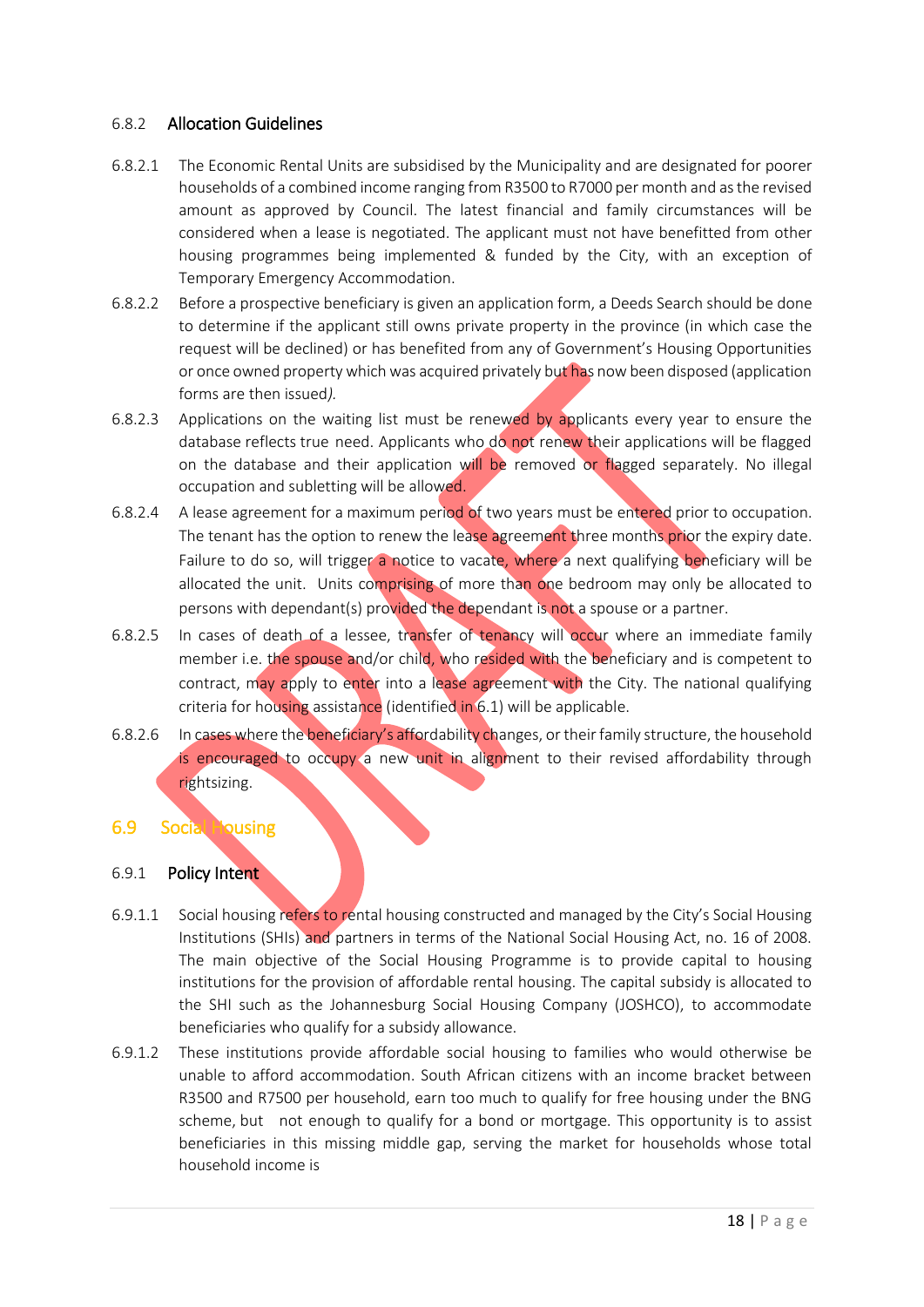### 6.8.2 Allocation Guidelines

6.8.2.1 The Economic Rental Units are subsidised by the Municipality and are designated for poorer households of a combined income ranging from R3500 to R7000 per month and as the revised amount as approved by Council. The latest financial and family circumstances will be considered when a lease is negotiated. The applicant must not have benefitted from other housing programmes being implemented & funded by the City, with an exception of Temporary Emergency Accommodation.

6.8.2.2 Before a prospective beneficiary is given an application form, a Deeds Search should be done to determine if the applicant still owns private property in the province (in which case the request will be declined) or has benefited from any of Government's Housing Opportunities or once owned property which was acquired privately but has now been disposed (application forms are then issued*).*

6.8.2.3 Applications on the waiting list must be renewed by applicants every year to ensure the database reflects true need. Applicants who do not renew their applications will be flagged on the database and their application will be removed or flagged separately. No illegal occupation and subletting will be allowed.

6.8.2.4 A lease agreement for a maximum period of two years must be entered prior to occupation. The tenant has the option to renew the lease agreement three months prior the expiry date. Failure to do so, will trigger a notice to vacate, where a next qualifying beneficiary will be allocated the unit. Units comprising of more than one bedroom may only be allocated to persons with dependant(s) provided the dependant is not a spouse or a partner.

6.8.2.5 In cases of death of a lessee, transfer of tenancy will occur where an immediate family member i.e. the spouse and/or child, who resided with the beneficiary and is competent to contract, may apply to enter into a lease agreement with the City. The national qualifying criteria for housing assistance (identified in 6.1) will be applicable.

6.8.2.6 In cases where the beneficiary's affordability changes, or their family structure, the household is encouraged to occupy a new unit in alignment to their revised affordability through rightsizing.

## 6.9 Social Housing

### 6.9.1 Policy Intent

6.9.1.1 Social housing refers to rental housing constructed and managed by the City's Social Housing Institutions (SHIs) and partners in terms of the National Social Housing Act, no. 16 of 2008. The main objective of the Social Housing Programme is to provide capital to housing institutions for the provision of affordable rental housing. The capital subsidy is allocated to the SHI such as the Johannesburg Social Housing Company (JOSHCO), to accommodate beneficiaries who qualify for a subsidy allowance.

6.9.1.2 These institutions provide affordable social housing to families who would otherwise be unable to afford accommodation. South African citizens with an income bracket between R3500 and R7500 per household, earn too much to qualify for free housing under the BNG scheme, but not enough to qualify for a bond or mortgage. This opportunity is to assist beneficiaries in this missing middle gap, serving the market for households whose total household income is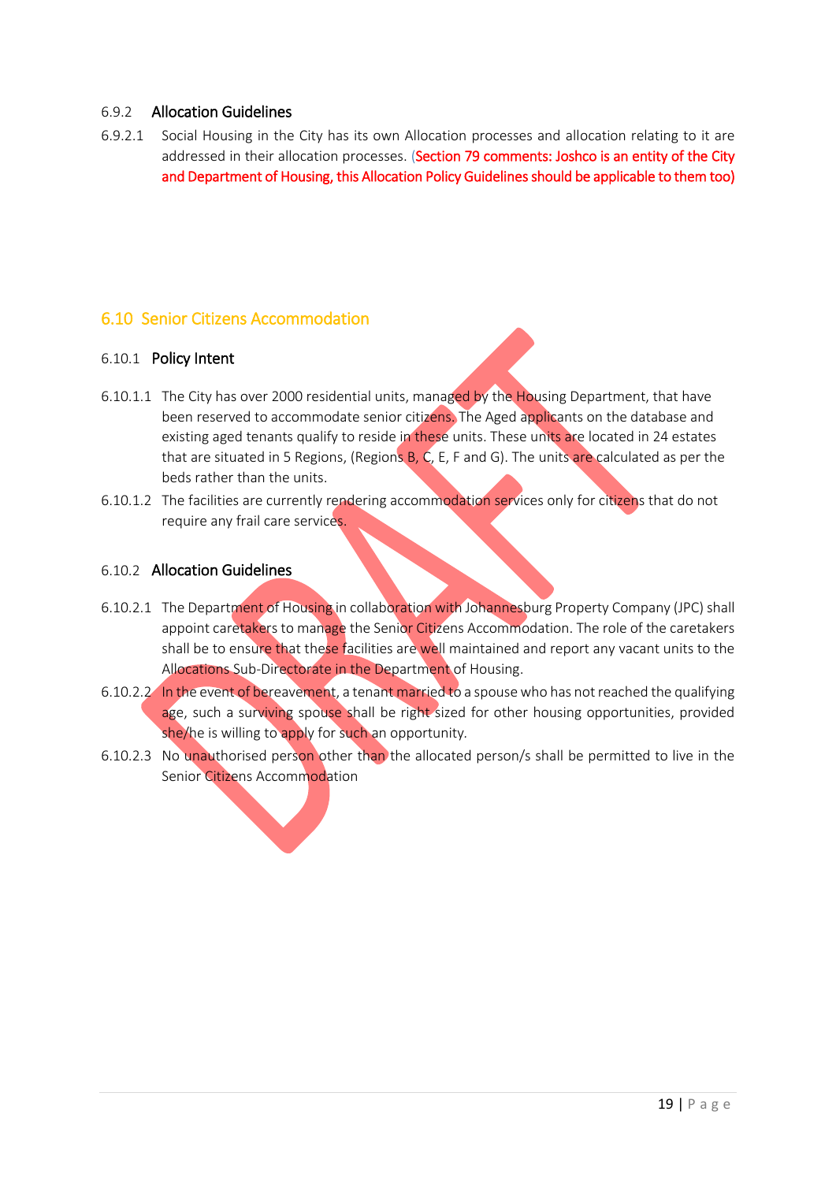#### 6.9.2 Allocation Guidelines

6.9.2.1 Social Housing in the City has its own Allocation processes and allocation relating to it are addressed in their allocation processes. (Section 79 comments: Joshco is an entity of the City and Department of Housing, this Allocation Policy Guidelines should be applicable to them too)

## 6.10 Senior Citizens Accommodation

### 6.10.1 Policy Intent

6.10.1.1 The City has over 2000 residential units, managed by the Housing Department, that have been reserved to accommodate senior citizens. The Aged applicants on the database and existing aged tenants qualify to reside in these units. These units are located in 24 estates that are situated in 5 Regions, (Regions B, C, E, F and G). The units are calculated as per the beds rather than the units.

6.10.1.2 The facilities are currently rendering accommodation services only for citizens that do not require any frail care services.

### 6.10.2 Allocation Guidelines

6.10.2.1 The Department of Housing in collaboration with Johannesburg Property Company (JPC) shall appoint caretakers to manage the Senior Citizens Accommodation. The role of the caretakers shall be to ensure that these facilities are well maintained and report any vacant units to the Allocations Sub-Directorate in the Department of Housing.

6.10.2.2 In the event of bereavement, a tenant married to a spouse who has not reached the qualifying age, such a surviving spouse shall be right sized for other housing opportunities, provided she/he is willing to apply for such an opportunity.

6.10.2.3 No unauthorised person other than the allocated person/s shall be permitted to live in the Senior Citizens Accommodation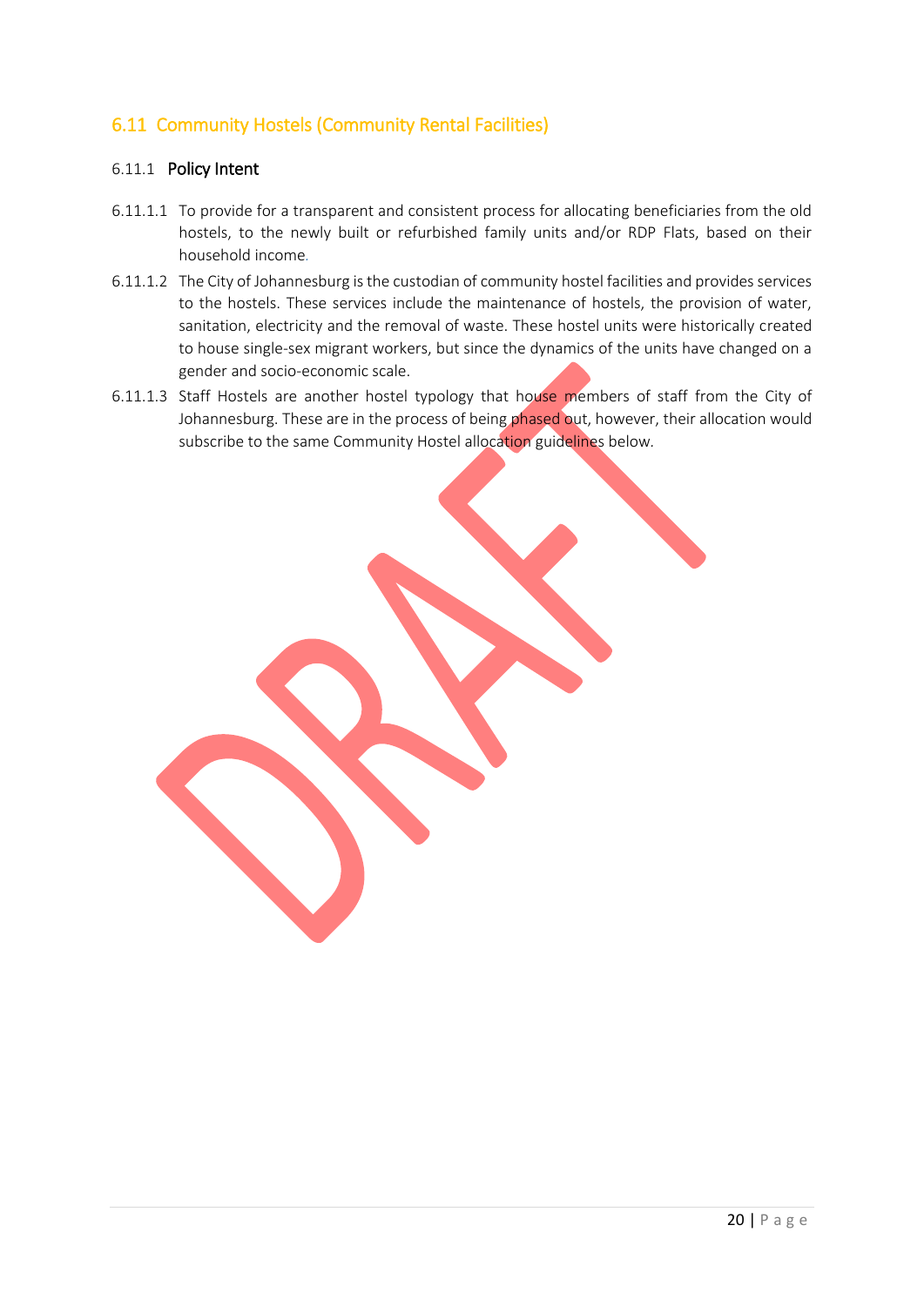## 6.11 Community Hostels (Community Rental Facilities)

### 6.11.1 Policy Intent

6.11.1.1 To provide for a transparent and consistent process for allocating beneficiaries from the old hostels, to the newly built or refurbished family units and/or RDP Flats, based on their household income.

6.11.1.2 The City of Johannesburg is the custodian of community hostel facilities and provides services to the hostels. These services include the maintenance of hostels, the provision of water, sanitation, electricity and the removal of waste. These hostel units were historically created to house single-sex migrant workers, but since the dynamics of the units have changed on a gender and socio-economic scale.

6.11.1.3 Staff Hostels are another hostel typology that house members of staff from the City of Johannesburg. These are in the process of being phased out, however, their allocation would subscribe to the same Community Hostel allocation guidelines below.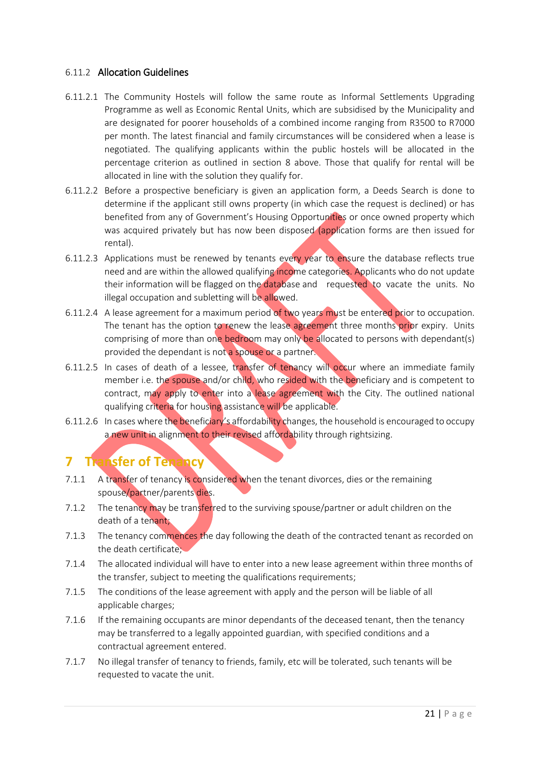#### 6.11.2 Allocation Guidelines

6.11.2.1 The Community Hostels will follow the same route as Informal Settlements Upgrading Programme as well as Economic Rental Units, which are subsidised by the Municipality and are designated for poorer households of a combined income ranging from R3500 to R7000 per month. The latest financial and family circumstances will be considered when a lease is negotiated. The qualifying applicants within the public hostels will be allocated in the percentage criterion as outlined in section 8 above. Those that qualify for rental will be allocated in line with the solution they qualify for.

6.11.2.2 Before a prospective beneficiary is given an application form, a Deeds Search is done to determine if the applicant still owns property (in which case the request is declined) or has benefited from any of Government's Housing Opportunities or once owned property which was acquired privately but has now been disposed (application forms are then issued for rental).

6.11.2.3 Applications must be renewed by tenants every year to ensure the database reflects true need and are within the allowed qualifying income categories. Applicants who do not update their information will be flagged on the database and requested to vacate the units. No illegal occupation and subletting will be allowed.

6.11.2.4 A lease agreement for a maximum period of two years must be entered prior to occupation. The tenant has the option to renew the lease agreement three months prior expiry. Units comprising of more than one bedroom may only be allocated to persons with dependant(s) provided the dependant is not a spouse or a partner.

6.11.2.5 In cases of death of a lessee, transfer of tenancy will occur where an immediate family member i.e. the spouse and/or child, who resided with the beneficiary and is competent to contract, may apply to enter into a lease agreement with the City. The outlined national qualifying criteria for housing assistance will be applicable.

6.11.2.6 In cases where the beneficiary's affordability changes, the household is encouraged to occupy a new unit in alignment to their revised affordability through rightsizing.

# 7 Transfer of Tenancy

7.1.1 A transfer of tenancy is considered when the tenant divorces, dies or the remaining spouse/partner/parents dies.

7.1.2 The tenancy may be transferred to the surviving spouse/partner or adult children on the death of a tenant;

7.1.3 The tenancy commences the day following the death of the contracted tenant as recorded on the death certificate;

7.1.4 The allocated individual will have to enter into a new lease agreement within three months of the transfer, subject to meeting the qualifications requirements;

7.1.5 The conditions of the lease agreement with apply and the person will be liable of all applicable charges;

7.1.6 If the remaining occupants are minor dependants of the deceased tenant, then the tenancy may be transferred to a legally appointed guardian, with specified conditions and a contractual agreement entered.

7.1.7 No illegal transfer of tenancy to friends, family, etc will be tolerated, such tenants will be requested to vacate the unit.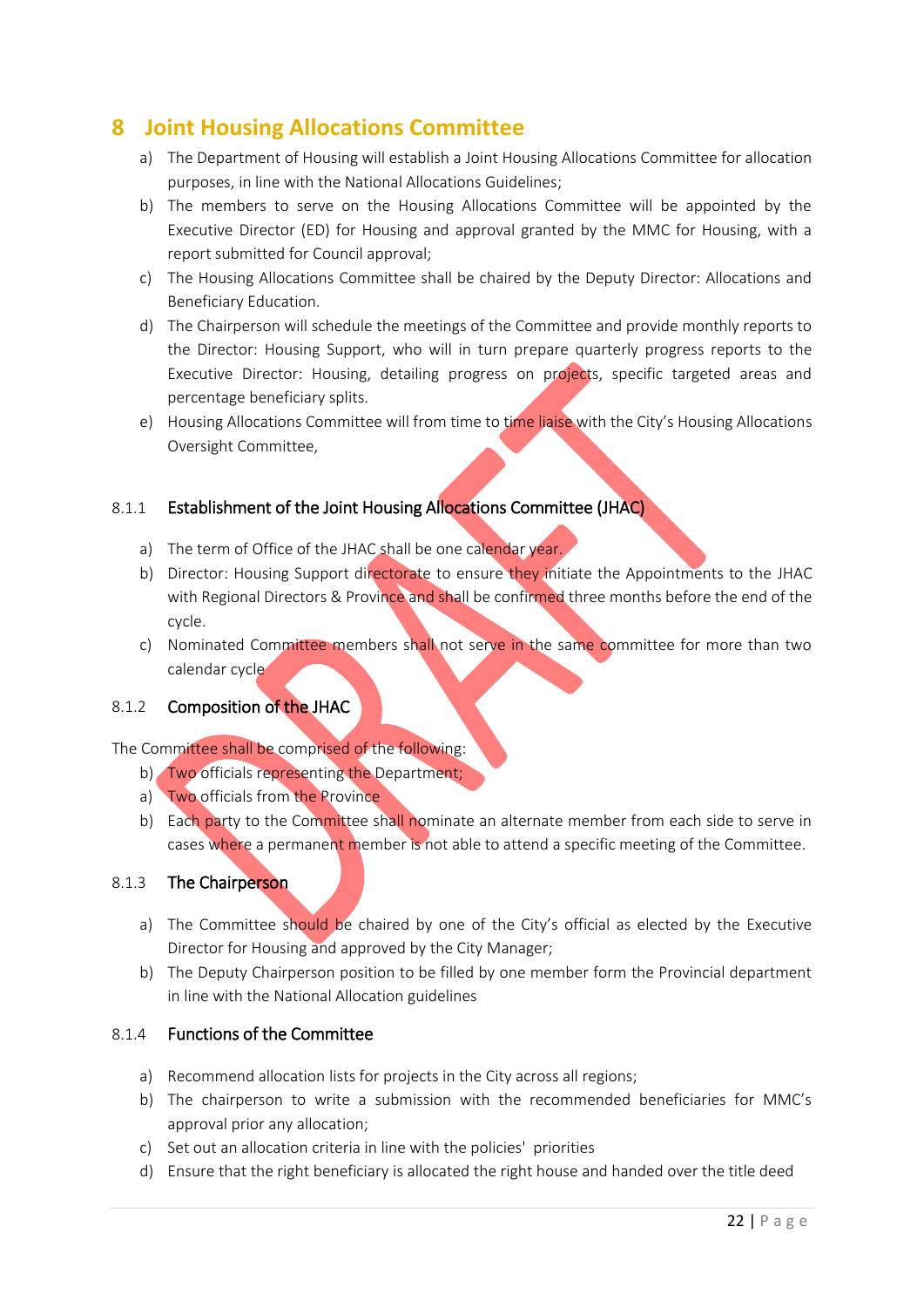# 8 Joint Housing Allocations Committee

a) The Department of Housing will establish a Joint Housing Allocations Committee for allocation purposes, in line with the National Allocations Guidelines;

b) The members to serve on the Housing Allocations Committee will be appointed by the Executive Director (ED) for Housing and approval granted by the MMC for Housing, with a report submitted for Council approval;

c) The Housing Allocations Committee shall be chaired by the Deputy Director: Allocations and Beneficiary Education.

d) The Chairperson will schedule the meetings of the Committee and provide monthly reports to the Director: Housing Support, who will in turn prepare quarterly progress reports to the Executive Director: Housing, detailing progress on projects, specific targeted areas and percentage beneficiary splits.

e) Housing Allocations Committee will from time to time liaise with the City's Housing Allocations Oversight Committee,

### 8.1.1 Establishment of the Joint Housing Allocations Committee (JHAC)

a) The term of Office of the JHAC shall be one calendar year.

b) Director: Housing Support directorate to ensure they initiate the Appointments to the JHAC with Regional Directors & Province and shall be confirmed three months before the end of the cycle.

c) Nominated Committee members shall not serve in the same committee for more than two calendar cycle

### 8.1.2 Composition of the JHAC

The Committee shall be comprised of the following:

b) Two officials representing the Department;

a) Two officials from the Province

b) Each party to the Committee shall nominate an alternate member from each side to serve in cases where a permanent member is not able to attend a specific meeting of the Committee.

### 8.1.3 The Chairperson

a) The Committee should be chaired by one of the City's official as elected by the Executive Director for Housing and approved by the City Manager;

b) The Deputy Chairperson position to be filled by one member form the Provincial department in line with the National Allocation guidelines

### 8.1.4 Functions of the Committee

a) Recommend allocation lists for projects in the City across all regions;

b) The chairperson to write a submission with the recommended beneficiaries for MMC's approval prior any allocation;

c) Set out an allocation criteria in line with the policies' priorities

d) Ensure that the right beneficiary is allocated the right house and handed over the title deed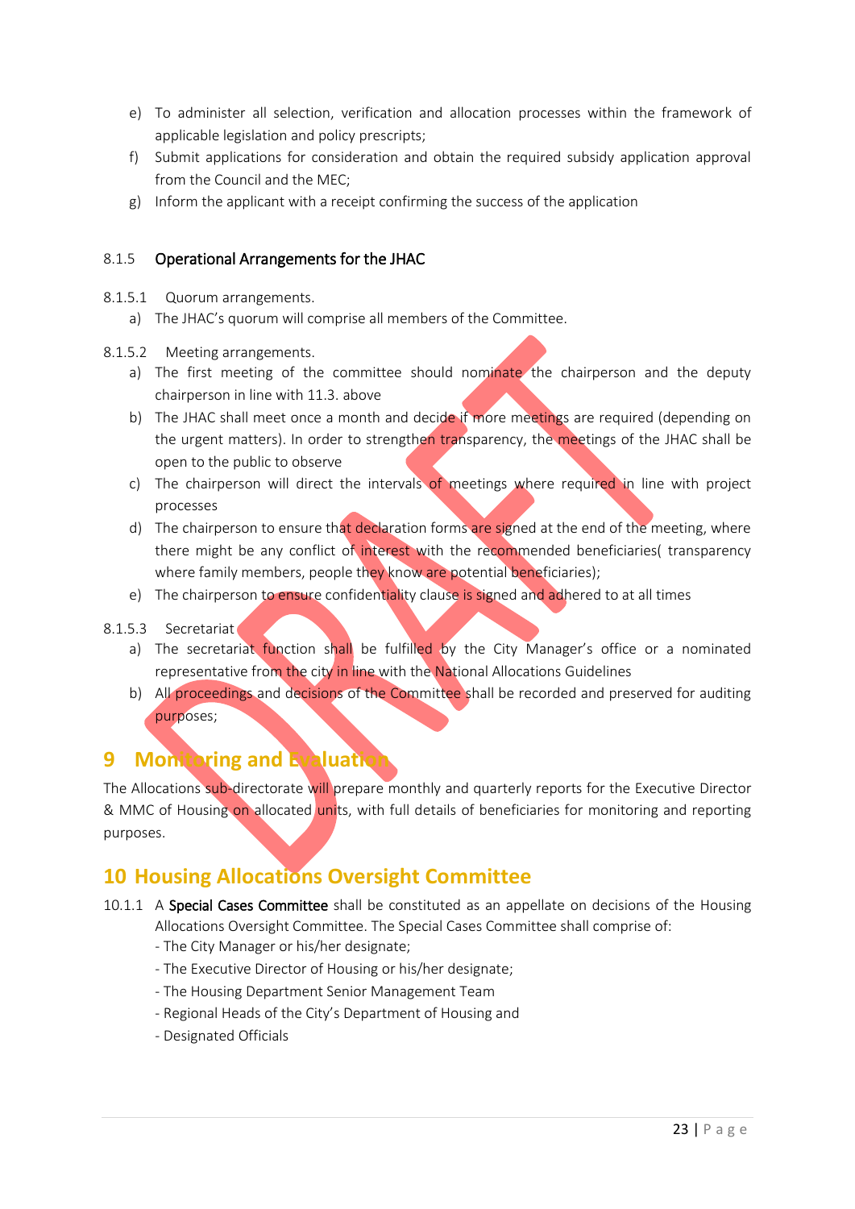e) To administer all selection, verification and allocation processes within the framework of applicable legislation and policy prescripts;

f) Submit applications for consideration and obtain the required subsidy application approval from the Council and the MEC;

g) Inform the applicant with a receipt confirming the success of the application

### 8.1.5 Operational Arrangements for the JHAC

8.1.5.1 Quorum arrangements.

a) The JHAC's quorum will comprise all members of the Committee.

8.1.5.2 Meeting arrangements.

a) The first meeting of the committee should nominate the chairperson and the deputy chairperson in line with 11.3. above

b) The JHAC shall meet once a month and decide if more meetings are required (depending on the urgent matters). In order to strengthen transparency, the meetings of the JHAC shall be open to the public to observe

c) The chairperson will direct the intervals of meetings where required in line with project processes

d) The chairperson to ensure that declaration forms are signed at the end of the meeting, where there might be any conflict of interest with the recommended beneficiaries( transparency where family members, people they know are potential beneficiaries);

e) The chairperson to ensure confidentiality clause is signed and adhered to at all times

8.1.5.3 Secretariat

a) The secretariat function shall be fulfilled by the City Manager's office or a nominated representative from the city in line with the National Allocations Guidelines

b) All proceedings and decisions of the Committee shall be recorded and preserved for auditing purposes;

# 9 Monitoring and Evaluation

The Allocations sub-directorate will prepare monthly and quarterly reports for the Executive Director & MMC of Housing on allocated units, with full details of beneficiaries for monitoring and reporting purposes.

# 10 Housing Allocations Oversight Committee

10.1.1 A **Special Cases Committee** shall be constituted as an appellate on decisions of the Housing Allocations Oversight Committee. The Special Cases Committee shall comprise of:

- The City Manager or his/her designate;
- The Executive Director of Housing or his/her designate;
- The Housing Department Senior Management Team
- Regional Heads of the City's Department of Housing and
- Designated Officials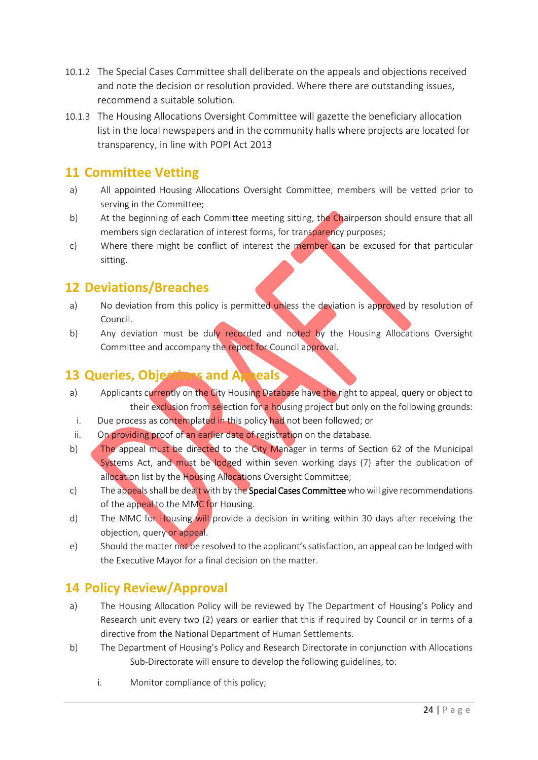10.1.2 The Special Cases Committee shall deliberate on the appeals and objections received and note the decision or resolution provided. Where there are outstanding issues, recommend a suitable solution.

10.1.3 The Housing Allocations Oversight Committee will gazette the beneficiary allocation list in the local newspapers and in the community halls where projects are located for transparency, in line with POPI Act 2013

## 11 Committee Vetting

a) All appointed Housing Allocations Oversight Committee, members will be vetted prior to serving in the Committee;

b) At the beginning of each Committee meeting sitting, the Chairperson should ensure that all members sign declaration of interest forms, for transparency purposes;

c) Where there might be conflict of interest the member can be excused for that particular sitting.

## 12 Deviations/Breaches

a) No deviation from this policy is permitted unless the deviation is approved by resolution of Council.

b) Any deviation must be duly recorded and noted by the Housing Allocations Oversight Committee and accompany the report for Council approval.

## 13 Queries, Objections and Appeals

a) Applicants currently on the City Housing Database have the right to appeal, query or object to their exclusion from selection for a housing project but only on the following grounds:

   i. Due process as contemplated in this policy had not been followed; or

   ii. On providing proof of an earlier date of registration on the database.

b) The appeal must be directed to the City Manager in terms of Section 62 of the Municipal Systems Act, and must be lodged within seven working days (7) after the publication of allocation list by the Housing Allocations Oversight Committee;

c) The appeals shall be dealt with by the Special Cases Committee who will give recommendations of the appeal to the MMC for Housing.

d) The MMC for Housing will provide a decision in writing within 30 days after receiving the objection, query or appeal.

e) Should the matter not be resolved to the applicant's satisfaction, an appeal can be lodged with the Executive Mayor for a final decision on the matter.

## 14 Policy Review/Approval

a) The Housing Allocation Policy will be reviewed by The Department of Housing's Policy and Research unit every two (2) years or earlier that this if required by Council or in terms of a directive from the National Department of Human Settlements.

b) The Department of Housing's Policy and Research Directorate in conjunction with Allocations Sub-Directorate will ensure to develop the following guidelines, to:

   i. Monitor compliance of this policy;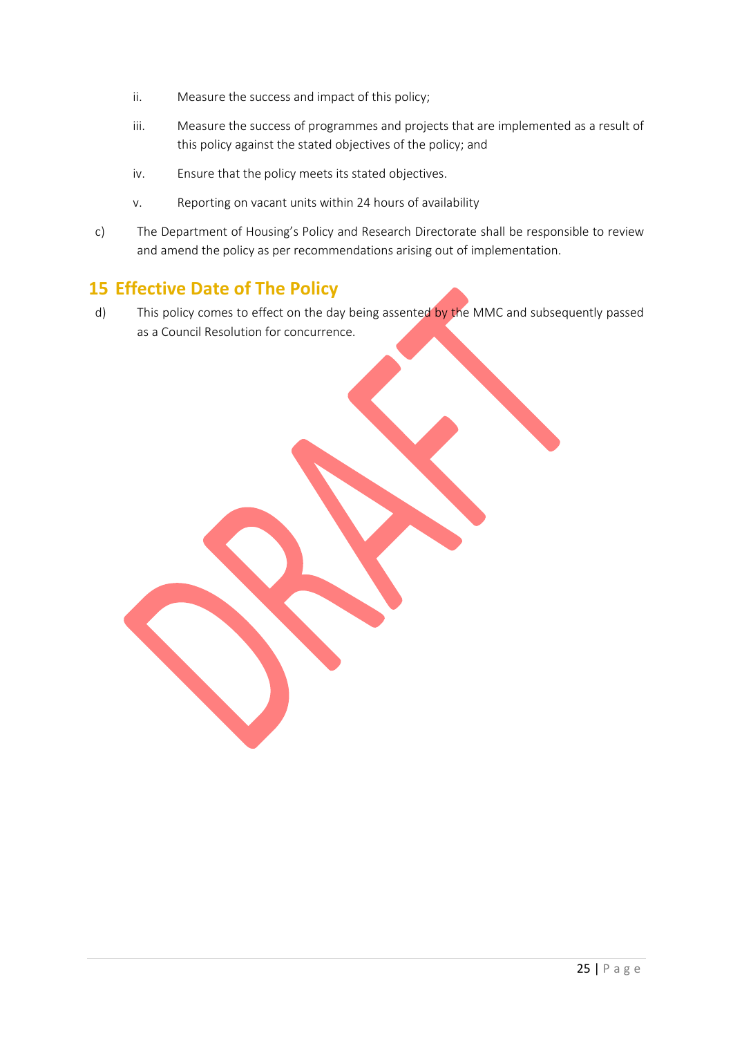ii. Measure the success and impact of this policy;

iii. Measure the success of programmes and projects that are implemented as a result of this policy against the stated objectives of the policy; and

iv. Ensure that the policy meets its stated objectives.

v. Reporting on vacant units within 24 hours of availability

c) The Department of Housing's Policy and Research Directorate shall be responsible to review and amend the policy as per recommendations arising out of implementation.

## 15 Effective Date of The Policy

d) This policy comes to effect on the day being assented by the MMC and subsequently passed as a Council Resolution for concurrence.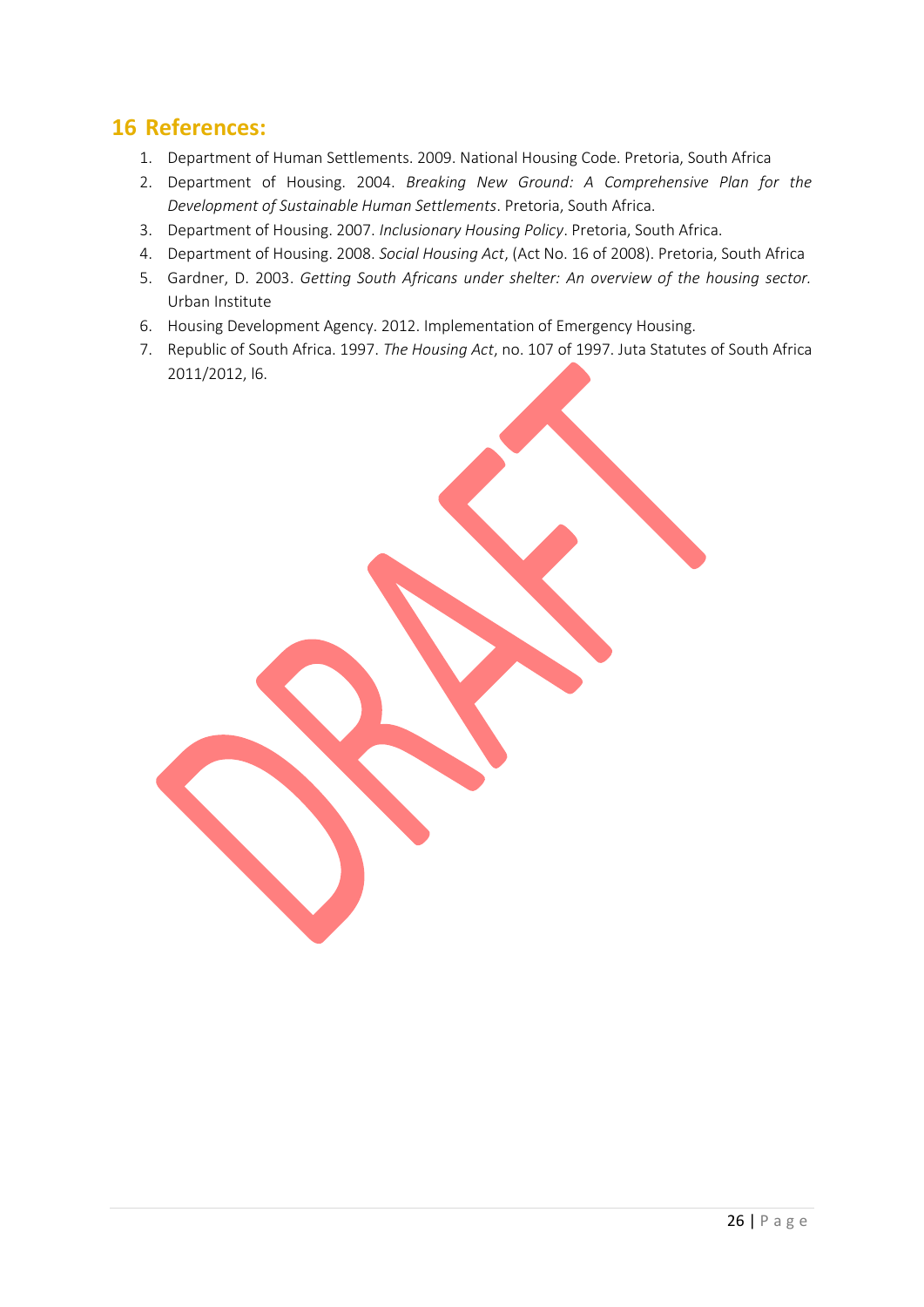## 16 References:

1. Department of Human Settlements. 2009. National Housing Code. Pretoria, South Africa
2. Department of Housing. 2004. *Breaking New Ground: A Comprehensive Plan for the Development of Sustainable Human Settlements*. Pretoria, South Africa.
3. Department of Housing. 2007. *Inclusionary Housing Policy*. Pretoria, South Africa.
4. Department of Housing. 2008. *Social Housing Act*, (Act No. 16 of 2008). Pretoria, South Africa
5. Gardner, D. 2003. *Getting South Africans under shelter: An overview of the housing sector.* Urban Institute
6. Housing Development Agency. 2012. Implementation of Emergency Housing.
7. Republic of South Africa. 1997. *The Housing Act*, no. 107 of 1997. Juta Statutes of South Africa 2011/2012, l6.

DRAFT